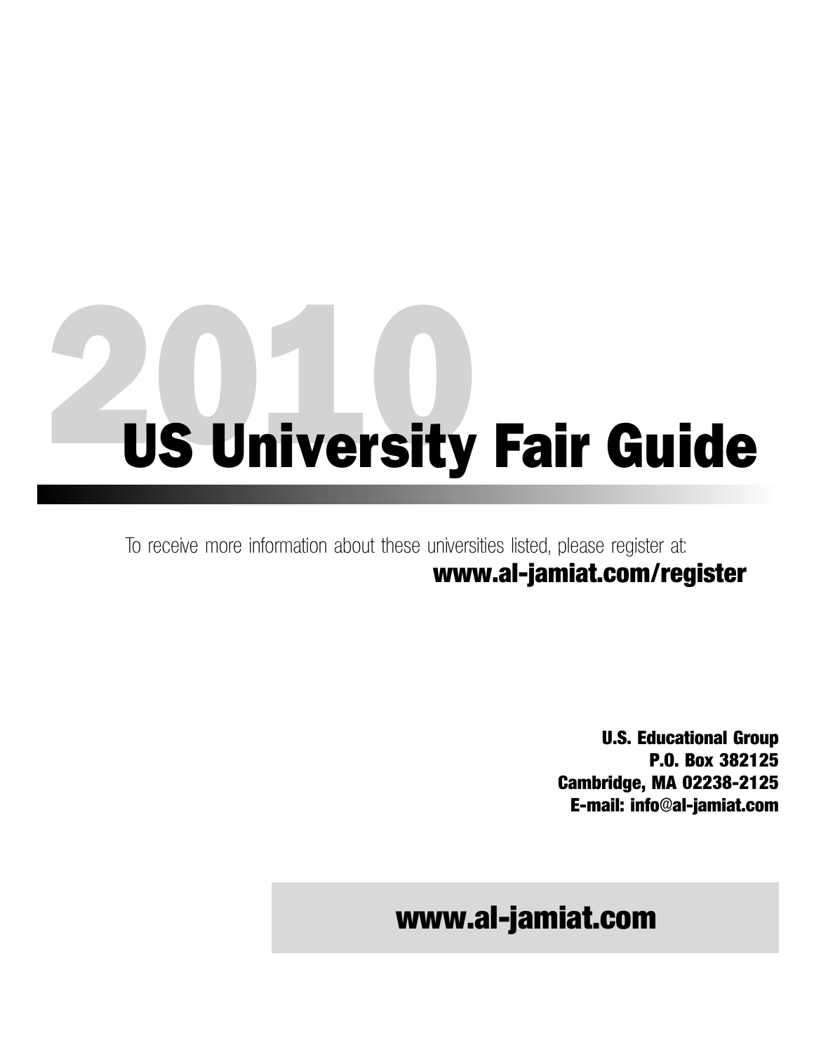# 2010 US University Fair Guide

To receive more information about these universities listed, please register at:

**www.al-jamiat.com/register**

**U.S. Educational Group**
**P.O. Box 382125**
**Cambridge, MA 02238-2125**
**E-mail: info@al-jamiat.com**

**www.al-jamiat.com**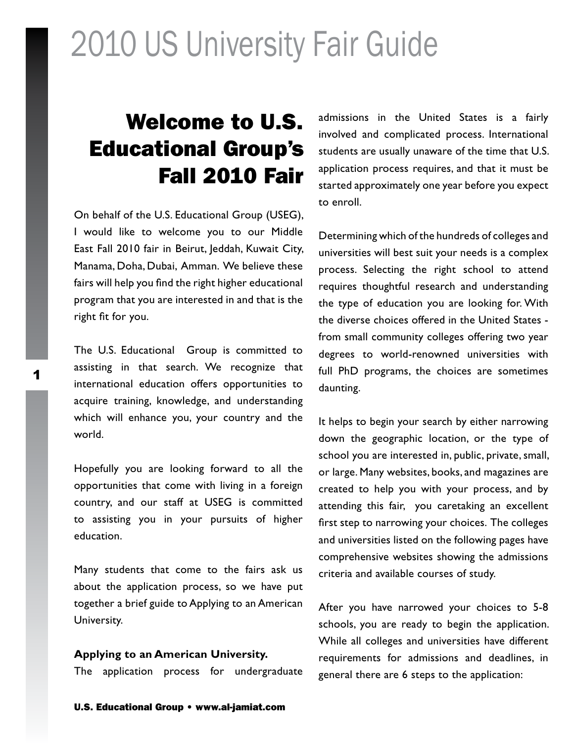# Welcome to U.S. Educational Group's Fall 2010 Fair

On behalf of the U.S. Educational Group (USEG), I would like to welcome you to our Middle East Fall 2010 fair in Beirut, Jeddah, Kuwait City, Manama, Doha, Dubai, Amman. We believe these fairs will help you find the right higher educational program that you are interested in and that is the right fit for you.

The U.S. Educational Group is committed to assisting in that search. We recognize that international education offers opportunities to acquire training, knowledge, and understanding which will enhance you, your country and the world.

Hopefully you are looking forward to all the opportunities that come with living in a foreign country, and our staff at USEG is committed to assisting you in your pursuits of higher education.

Many students that come to the fairs ask us about the application process, so we have put together a brief guide to Applying to an American University.

**Applying to an American University.**

The application process for undergraduate admissions in the United States is a fairly involved and complicated process. International students are usually unaware of the time that U.S. application process requires, and that it must be started approximately one year before you expect to enroll.

Determining which of the hundreds of colleges and universities will best suit your needs is a complex process. Selecting the right school to attend requires thoughtful research and understanding the type of education you are looking for. With the diverse choices offered in the United States - from small community colleges offering two year degrees to world-renowned universities with full PhD programs, the choices are sometimes daunting.

It helps to begin your search by either narrowing down the geographic location, or the type of school you are interested in, public, private, small, or large. Many websites, books, and magazines are created to help you with your process, and by attending this fair, you caretaking an excellent first step to narrowing your choices. The colleges and universities listed on the following pages have comprehensive websites showing the admissions criteria and available courses of study.

After you have narrowed your choices to 5-8 schools, you are ready to begin the application. While all colleges and universities have different requirements for admissions and deadlines, in general there are 6 steps to the application: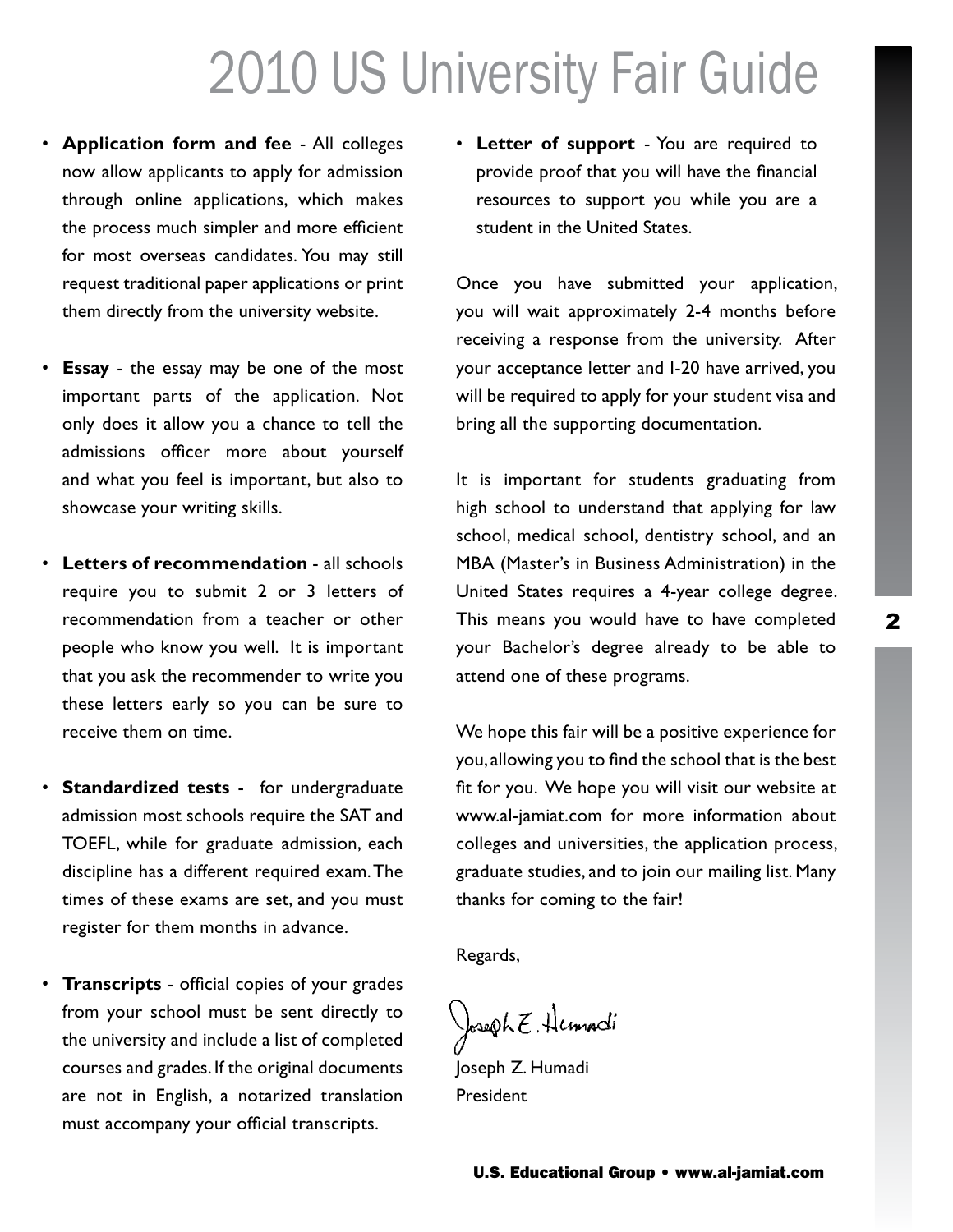- **Application form and fee** - All colleges now allow applicants to apply for admission through online applications, which makes the process much simpler and more efficient for most overseas candidates. You may still request traditional paper applications or print them directly from the university website.

- **Essay** - the essay may be one of the most important parts of the application. Not only does it allow you a chance to tell the admissions officer more about yourself and what you feel is important, but also to showcase your writing skills.

- **Letters of recommendation** - all schools require you to submit 2 or 3 letters of recommendation from a teacher or other people who know you well. It is important that you ask the recommender to write you these letters early so you can be sure to receive them on time.

- **Standardized tests** - for undergraduate admission most schools require the SAT and TOEFL, while for graduate admission, each discipline has a different required exam. The times of these exams are set, and you must register for them months in advance.

- **Transcripts** - official copies of your grades from your school must be sent directly to the university and include a list of completed courses and grades. If the original documents are not in English, a notarized translation must accompany your official transcripts.

- **Letter of support** - You are required to provide proof that you will have the financial resources to support you while you are a student in the United States.

Once you have submitted your application, you will wait approximately 2-4 months before receiving a response from the university. After your acceptance letter and I-20 have arrived, you will be required to apply for your student visa and bring all the supporting documentation.

It is important for students graduating from high school to understand that applying for law school, medical school, dentistry school, and an MBA (Master's in Business Administration) in the United States requires a 4-year college degree. This means you would have to have completed your Bachelor's degree already to be able to attend one of these programs.

We hope this fair will be a positive experience for you, allowing you to find the school that is the best fit for you. We hope you will visit our website at www.al-jamiat.com for more information about colleges and universities, the application process, graduate studies, and to join our mailing list. Many thanks for coming to the fair!

Regards,

Joseph Z. Humadi

Joseph Z. Humadi
President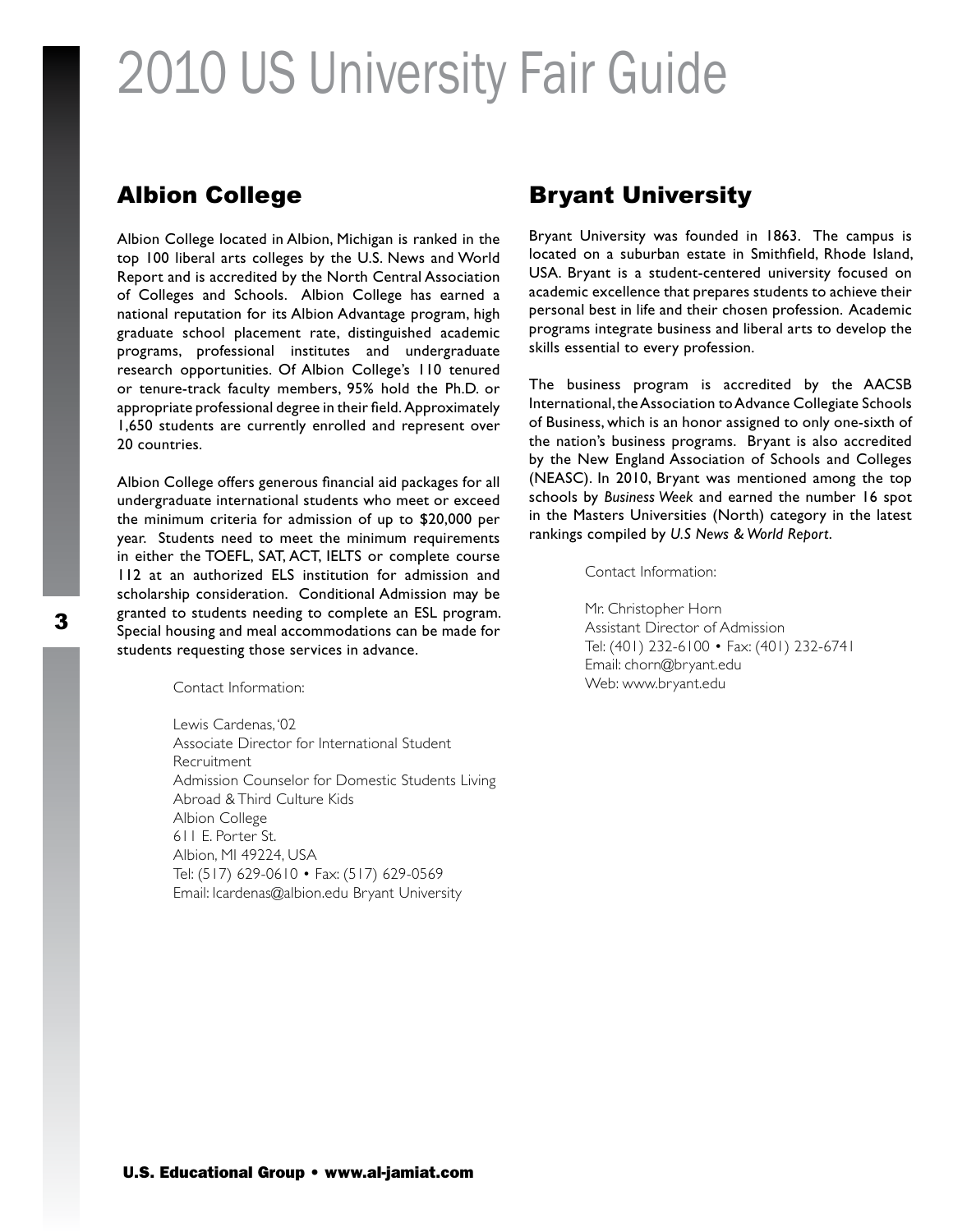# 2010 US University Fair Guide

## Albion College

Albion College located in Albion, Michigan is ranked in the top 100 liberal arts colleges by the U.S. News and World Report and is accredited by the North Central Association of Colleges and Schools. Albion College has earned a national reputation for its Albion Advantage program, high graduate school placement rate, distinguished academic programs, professional institutes and undergraduate research opportunities. Of Albion College's 110 tenured or tenure-track faculty members, 95% hold the Ph.D. or appropriate professional degree in their field. Approximately 1,650 students are currently enrolled and represent over 20 countries.

Albion College offers generous financial aid packages for all undergraduate international students who meet or exceed the minimum criteria for admission of up to $20,000 per year. Students need to meet the minimum requirements in either the TOEFL, SAT, ACT, IELTS or complete course 112 at an authorized ELS institution for admission and scholarship consideration. Conditional Admission may be granted to students needing to complete an ESL program. Special housing and meal accommodations can be made for students requesting those services in advance.

Contact Information:

Lewis Cardenas, '02
Associate Director for International Student Recruitment
Admission Counselor for Domestic Students Living Abroad & Third Culture Kids
Albion College
611 E. Porter St.
Albion, MI 49224, USA
Tel: (517) 629-0610 • Fax: (517) 629-0569
Email: lcardenas@albion.edu Bryant University

## Bryant University

Bryant University was founded in 1863. The campus is located on a suburban estate in Smithfield, Rhode Island, USA. Bryant is a student-centered university focused on academic excellence that prepares students to achieve their personal best in life and their chosen profession. Academic programs integrate business and liberal arts to develop the skills essential to every profession.

The business program is accredited by the AACSB International, the Association to Advance Collegiate Schools of Business, which is an honor assigned to only one-sixth of the nation's business programs. Bryant is also accredited by the New England Association of Schools and Colleges (NEASC). In 2010, Bryant was mentioned among the top schools by *Business Week* and earned the number 16 spot in the Masters Universities (North) category in the latest rankings compiled by *U.S News & World Report*.

Contact Information:

Mr. Christopher Horn
Assistant Director of Admission
Tel: (401) 232-6100 • Fax: (401) 232-6741
Email: chorn@bryant.edu
Web: www.bryant.edu

**U.S. Educational Group • www.al-jamiat.com**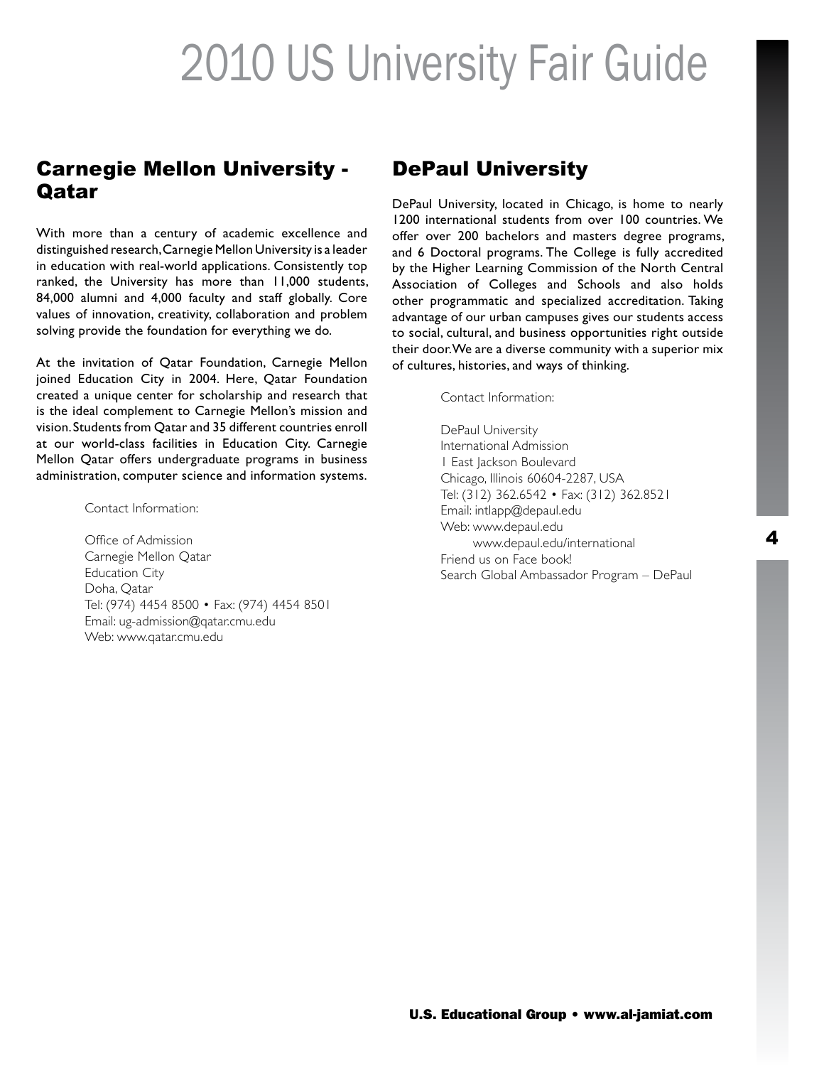## Carnegie Mellon University - Qatar

With more than a century of academic excellence and distinguished research, Carnegie Mellon University is a leader in education with real-world applications. Consistently top ranked, the University has more than 11,000 students, 84,000 alumni and 4,000 faculty and staff globally. Core values of innovation, creativity, collaboration and problem solving provide the foundation for everything we do.

At the invitation of Qatar Foundation, Carnegie Mellon joined Education City in 2004. Here, Qatar Foundation created a unique center for scholarship and research that is the ideal complement to Carnegie Mellon's mission and vision. Students from Qatar and 35 different countries enroll at our world-class facilities in Education City. Carnegie Mellon Qatar offers undergraduate programs in business administration, computer science and information systems.

Contact Information:

Office of Admission
Carnegie Mellon Qatar
Education City
Doha, Qatar
Tel: (974) 4454 8500 • Fax: (974) 4454 8501
Email: ug-admission@qatar.cmu.edu
Web: www.qatar.cmu.edu

## DePaul University

DePaul University, located in Chicago, is home to nearly 1200 international students from over 100 countries. We offer over 200 bachelors and masters degree programs, and 6 Doctoral programs. The College is fully accredited by the Higher Learning Commission of the North Central Association of Colleges and Schools and also holds other programmatic and specialized accreditation. Taking advantage of our urban campuses gives our students access to social, cultural, and business opportunities right outside their door. We are a diverse community with a superior mix of cultures, histories, and ways of thinking.

Contact Information:

DePaul University
International Admission
1 East Jackson Boulevard
Chicago, Illinois 60604-2287, USA
Tel: (312) 362.6542 • Fax: (312) 362.8521
Email: intlapp@depaul.edu
Web: www.depaul.edu
www.depaul.edu/international
Friend us on Face book!
Search Global Ambassador Program – DePaul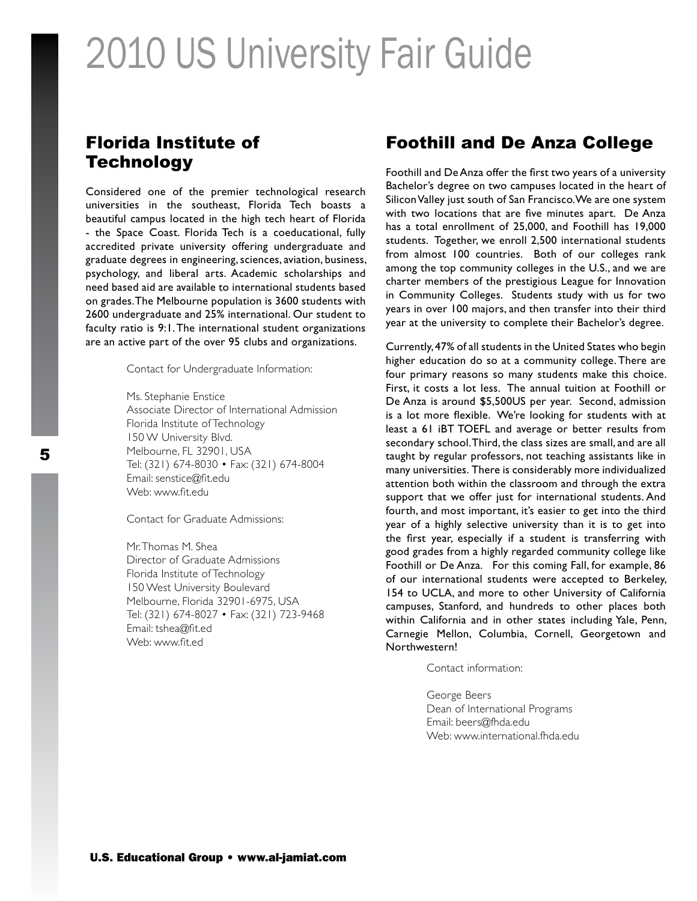## Florida Institute of Technology

Considered one of the premier technological research universities in the southeast, Florida Tech boasts a beautiful campus located in the high tech heart of Florida - the Space Coast. Florida Tech is a coeducational, fully accredited private university offering undergraduate and graduate degrees in engineering, sciences, aviation, business, psychology, and liberal arts. Academic scholarships and need based aid are available to international students based on grades. The Melbourne population is 3600 students with 2600 undergraduate and 25% international. Our student to faculty ratio is 9:1. The international student organizations are an active part of the over 95 clubs and organizations.

Contact for Undergraduate Information:

Ms. Stephanie Enstice
Associate Director of International Admission
Florida Institute of Technology
150 W University Blvd.
Melbourne, FL 32901, USA
Tel: (321) 674-8030 • Fax: (321) 674-8004
Email: senstice@fit.edu
Web: www.fit.edu

Contact for Graduate Admissions:

Mr. Thomas M. Shea
Director of Graduate Admissions
Florida Institute of Technology
150 West University Boulevard
Melbourne, Florida 32901-6975, USA
Tel: (321) 674-8027 • Fax: (321) 723-9468
Email: tshea@fit.ed
Web: www.fit.ed

## Foothill and De Anza College

Foothill and De Anza offer the first two years of a university Bachelor's degree on two campuses located in the heart of Silicon Valley just south of San Francisco. We are one system with two locations that are five minutes apart. De Anza has a total enrollment of 25,000, and Foothill has 19,000 students. Together, we enroll 2,500 international students from almost 100 countries. Both of our colleges rank among the top community colleges in the U.S., and we are charter members of the prestigious League for Innovation in Community Colleges. Students study with us for two years in over 100 majors, and then transfer into their third year at the university to complete their Bachelor's degree.

Currently, 47% of all students in the United States who begin higher education do so at a community college. There are four primary reasons so many students make this choice. First, it costs a lot less. The annual tuition at Foothill or De Anza is around $5,500US per year. Second, admission is a lot more flexible. We're looking for students with at least a 61 iBT TOEFL and average or better results from secondary school. Third, the class sizes are small, and are all taught by regular professors, not teaching assistants like in many universities. There is considerably more individualized attention both within the classroom and through the extra support that we offer just for international students. And fourth, and most important, it's easier to get into the third year of a highly selective university than it is to get into the first year, especially if a student is transferring with good grades from a highly regarded community college like Foothill or De Anza. For this coming Fall, for example, 86 of our international students were accepted to Berkeley, 154 to UCLA, and more to other University of California campuses, Stanford, and hundreds to other places both within California and in other states including Yale, Penn, Carnegie Mellon, Columbia, Cornell, Georgetown and Northwestern!

Contact information:

George Beers
Dean of International Programs
Email: beers@fhda.edu
Web: www.international.fhda.edu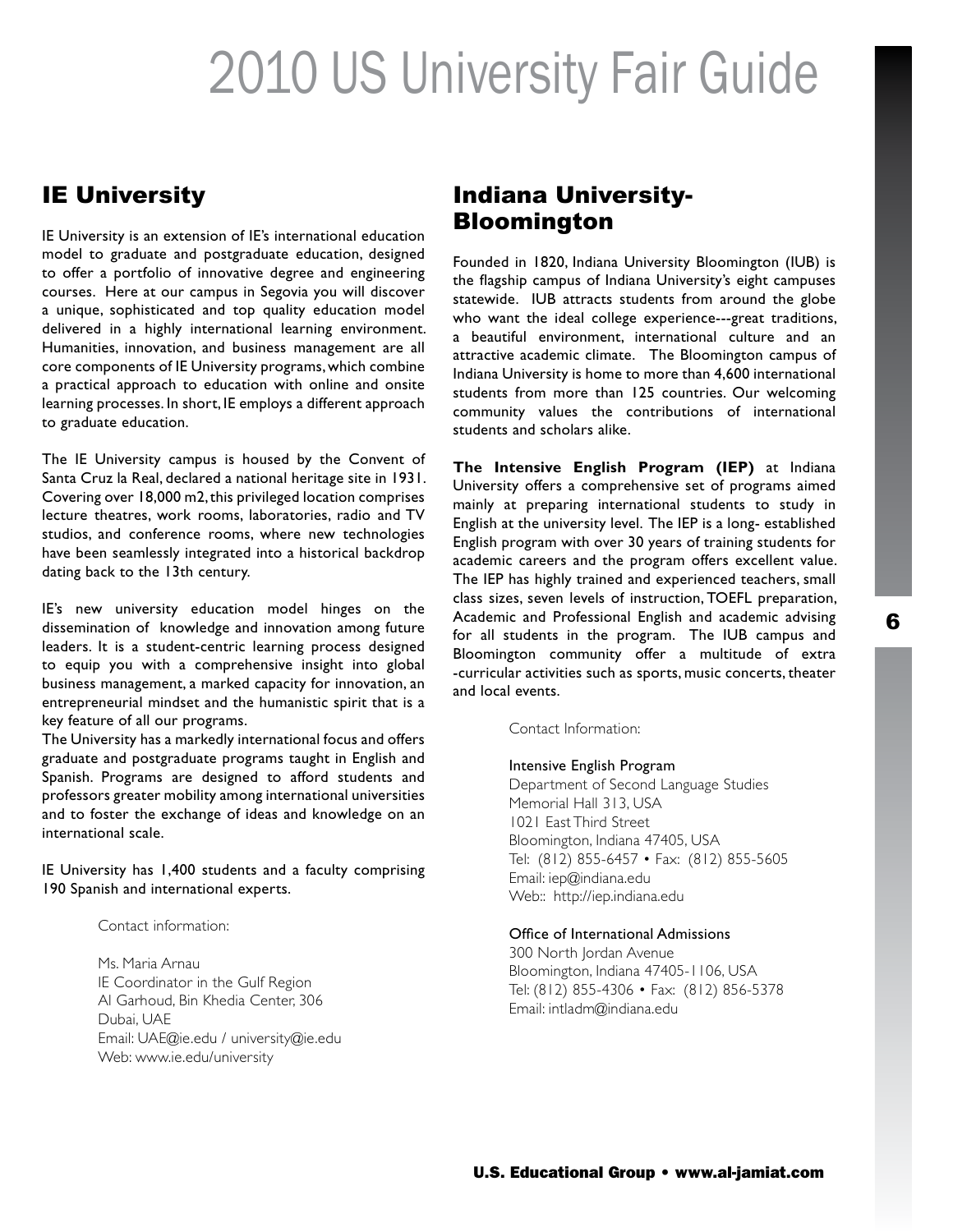## IE University

IE University is an extension of IE's international education model to graduate and postgraduate education, designed to offer a portfolio of innovative degree and engineering courses. Here at our campus in Segovia you will discover a unique, sophisticated and top quality education model delivered in a highly international learning environment. Humanities, innovation, and business management are all core components of IE University programs, which combine a practical approach to education with online and onsite learning processes. In short, IE employs a different approach to graduate education.

The IE University campus is housed by the Convent of Santa Cruz la Real, declared a national heritage site in 1931. Covering over 18,000 m2, this privileged location comprises lecture theatres, work rooms, laboratories, radio and TV studios, and conference rooms, where new technologies have been seamlessly integrated into a historical backdrop dating back to the 13th century.

IE's new university education model hinges on the dissemination of knowledge and innovation among future leaders. It is a student-centric learning process designed to equip you with a comprehensive insight into global business management, a marked capacity for innovation, an entrepreneurial mindset and the humanistic spirit that is a key feature of all our programs.

The University has a markedly international focus and offers graduate and postgraduate programs taught in English and Spanish. Programs are designed to afford students and professors greater mobility among international universities and to foster the exchange of ideas and knowledge on an international scale.

IE University has 1,400 students and a faculty comprising 190 Spanish and international experts.

Contact information:

Ms. Maria Arnau
IE Coordinator in the Gulf Region
Al Garhoud, Bin Khedia Center, 306
Dubai, UAE
Email: UAE@ie.edu / university@ie.edu
Web: www.ie.edu/university

## Indiana University-Bloomington

Founded in 1820, Indiana University Bloomington (IUB) is the flagship campus of Indiana University's eight campuses statewide. IUB attracts students from around the globe who want the ideal college experience---great traditions, a beautiful environment, international culture and an attractive academic climate. The Bloomington campus of Indiana University is home to more than 4,600 international students from more than 125 countries. Our welcoming community values the contributions of international students and scholars alike.

**The Intensive English Program (IEP)** at Indiana University offers a comprehensive set of programs aimed mainly at preparing international students to study in English at the university level. The IEP is a long- established English program with over 30 years of training students for academic careers and the program offers excellent value. The IEP has highly trained and experienced teachers, small class sizes, seven levels of instruction, TOEFL preparation, Academic and Professional English and academic advising for all students in the program. The IUB campus and Bloomington community offer a multitude of extra -curricular activities such as sports, music concerts, theater and local events.

Contact Information:

Intensive English Program
Department of Second Language Studies
Memorial Hall 313, USA
1021 East Third Street
Bloomington, Indiana 47405, USA
Tel: (812) 855-6457 • Fax: (812) 855-5605
Email: iep@indiana.edu
Web:: http://iep.indiana.edu

Office of International Admissions
300 North Jordan Avenue
Bloomington, Indiana 47405-1106, USA
Tel: (812) 855-4306 • Fax: (812) 856-5378
Email: intladm@indiana.edu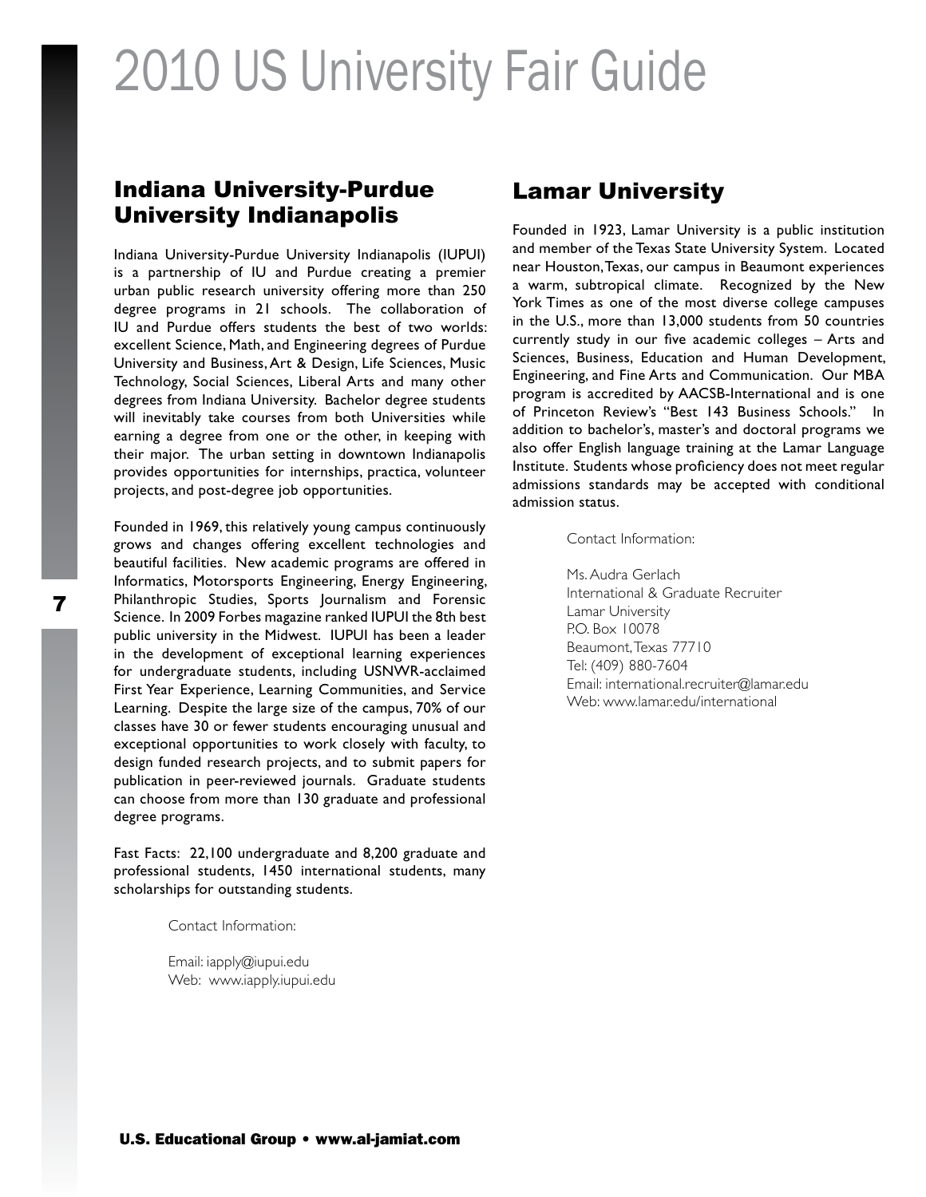## Indiana University-Purdue University Indianapolis

Indiana University-Purdue University Indianapolis (IUPUI) is a partnership of IU and Purdue creating a premier urban public research university offering more than 250 degree programs in 21 schools. The collaboration of IU and Purdue offers students the best of two worlds: excellent Science, Math, and Engineering degrees of Purdue University and Business, Art & Design, Life Sciences, Music Technology, Social Sciences, Liberal Arts and many other degrees from Indiana University. Bachelor degree students will inevitably take courses from both Universities while earning a degree from one or the other, in keeping with their major. The urban setting in downtown Indianapolis provides opportunities for internships, practica, volunteer projects, and post-degree job opportunities.

Founded in 1969, this relatively young campus continuously grows and changes offering excellent technologies and beautiful facilities. New academic programs are offered in Informatics, Motorsports Engineering, Energy Engineering, Philanthropic Studies, Sports Journalism and Forensic Science. In 2009 Forbes magazine ranked IUPUI the 8th best public university in the Midwest. IUPUI has been a leader in the development of exceptional learning experiences for undergraduate students, including USNWR-acclaimed First Year Experience, Learning Communities, and Service Learning. Despite the large size of the campus, 70% of our classes have 30 or fewer students encouraging unusual and exceptional opportunities to work closely with faculty, to design funded research projects, and to submit papers for publication in peer-reviewed journals. Graduate students can choose from more than 130 graduate and professional degree programs.

Fast Facts: 22,100 undergraduate and 8,200 graduate and professional students, 1450 international students, many scholarships for outstanding students.

Contact Information:

Email: iapply@iupui.edu
Web: www.iapply.iupui.edu

## Lamar University

Founded in 1923, Lamar University is a public institution and member of the Texas State University System. Located near Houston, Texas, our campus in Beaumont experiences a warm, subtropical climate. Recognized by the New York Times as one of the most diverse college campuses in the U.S., more than 13,000 students from 50 countries currently study in our five academic colleges – Arts and Sciences, Business, Education and Human Development, Engineering, and Fine Arts and Communication. Our MBA program is accredited by AACSB-International and is one of Princeton Review's "Best 143 Business Schools." In addition to bachelor's, master's and doctoral programs we also offer English language training at the Lamar Language Institute. Students whose proficiency does not meet regular admissions standards may be accepted with conditional admission status.

Contact Information:

Ms. Audra Gerlach
International & Graduate Recruiter
Lamar University
P.O. Box 10078
Beaumont, Texas 77710
Tel: (409) 880-7604
Email: international.recruiter@lamar.edu
Web: www.lamar.edu/international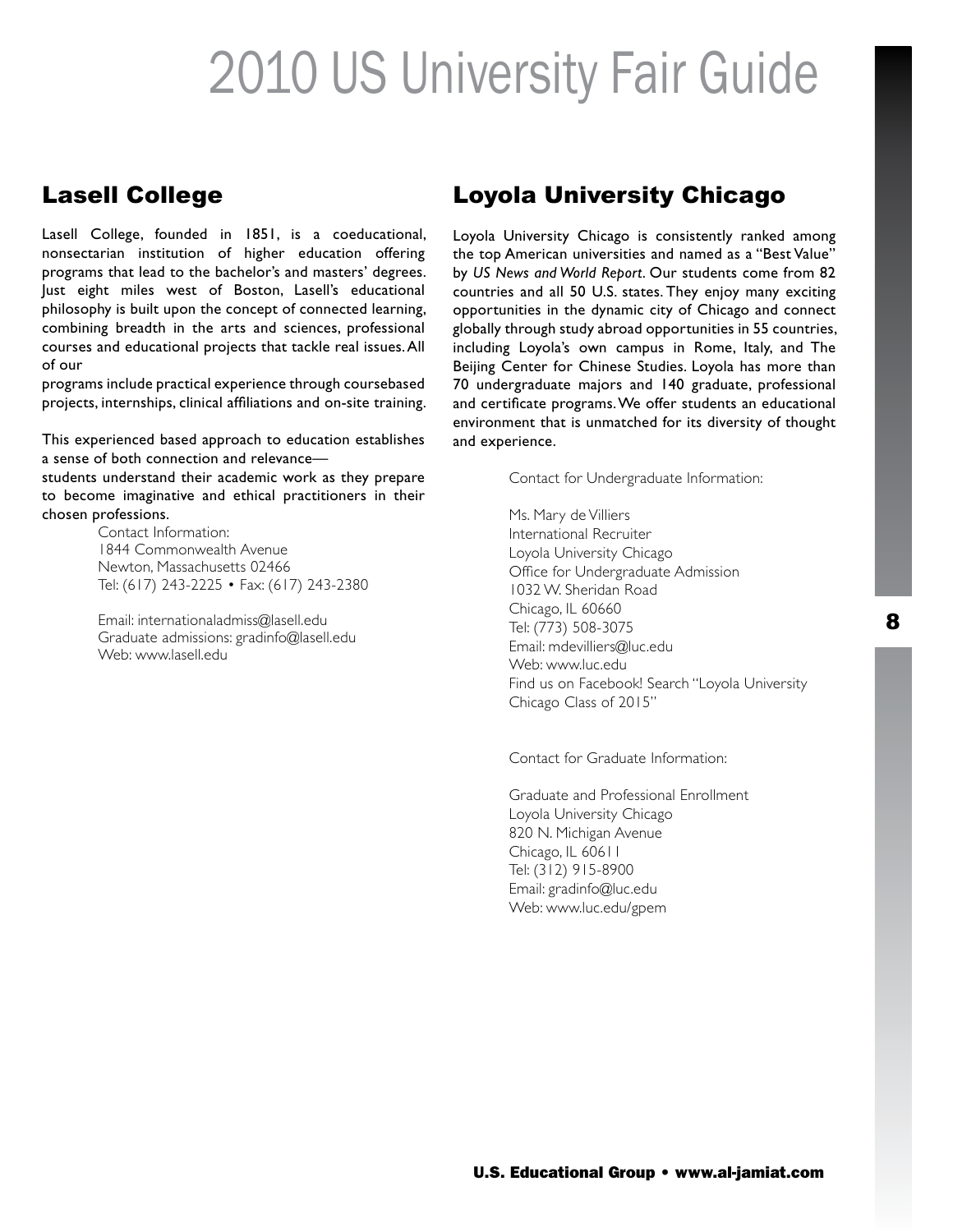## Lasell College

Lasell College, founded in 1851, is a coeducational, nonsectarian institution of higher education offering programs that lead to the bachelor's and masters' degrees. Just eight miles west of Boston, Lasell's educational philosophy is built upon the concept of connected learning, combining breadth in the arts and sciences, professional courses and educational projects that tackle real issues. All of our programs include practical experience through coursebased projects, internships, clinical affiliations and on-site training.

This experienced based approach to education establishes a sense of both connection and relevance—students understand their academic work as they prepare to become imaginative and ethical practitioners in their chosen professions.

Contact Information:
1844 Commonwealth Avenue
Newton, Massachusetts 02466
Tel: (617) 243-2225 • Fax: (617) 243-2380

Email: internationaladmiss@lasell.edu
Graduate admissions: gradinfo@lasell.edu
Web: www.lasell.edu

## Loyola University Chicago

Loyola University Chicago is consistently ranked among the top American universities and named as a "Best Value" by *US News and World Report*. Our students come from 82 countries and all 50 U.S. states. They enjoy many exciting opportunities in the dynamic city of Chicago and connect globally through study abroad opportunities in 55 countries, including Loyola's own campus in Rome, Italy, and The Beijing Center for Chinese Studies. Loyola has more than 70 undergraduate majors and 140 graduate, professional and certificate programs. We offer students an educational environment that is unmatched for its diversity of thought and experience.

Contact for Undergraduate Information:

Ms. Mary de Villiers
International Recruiter
Loyola University Chicago
Office for Undergraduate Admission
1032 W. Sheridan Road
Chicago, IL 60660
Tel: (773) 508-3075
Email: mdevilliers@luc.edu
Web: www.luc.edu
Find us on Facebook! Search "Loyola University Chicago Class of 2015"

Contact for Graduate Information:

Graduate and Professional Enrollment
Loyola University Chicago
820 N. Michigan Avenue
Chicago, IL 60611
Tel: (312) 915-8900
Email: gradinfo@luc.edu
Web: www.luc.edu/gpem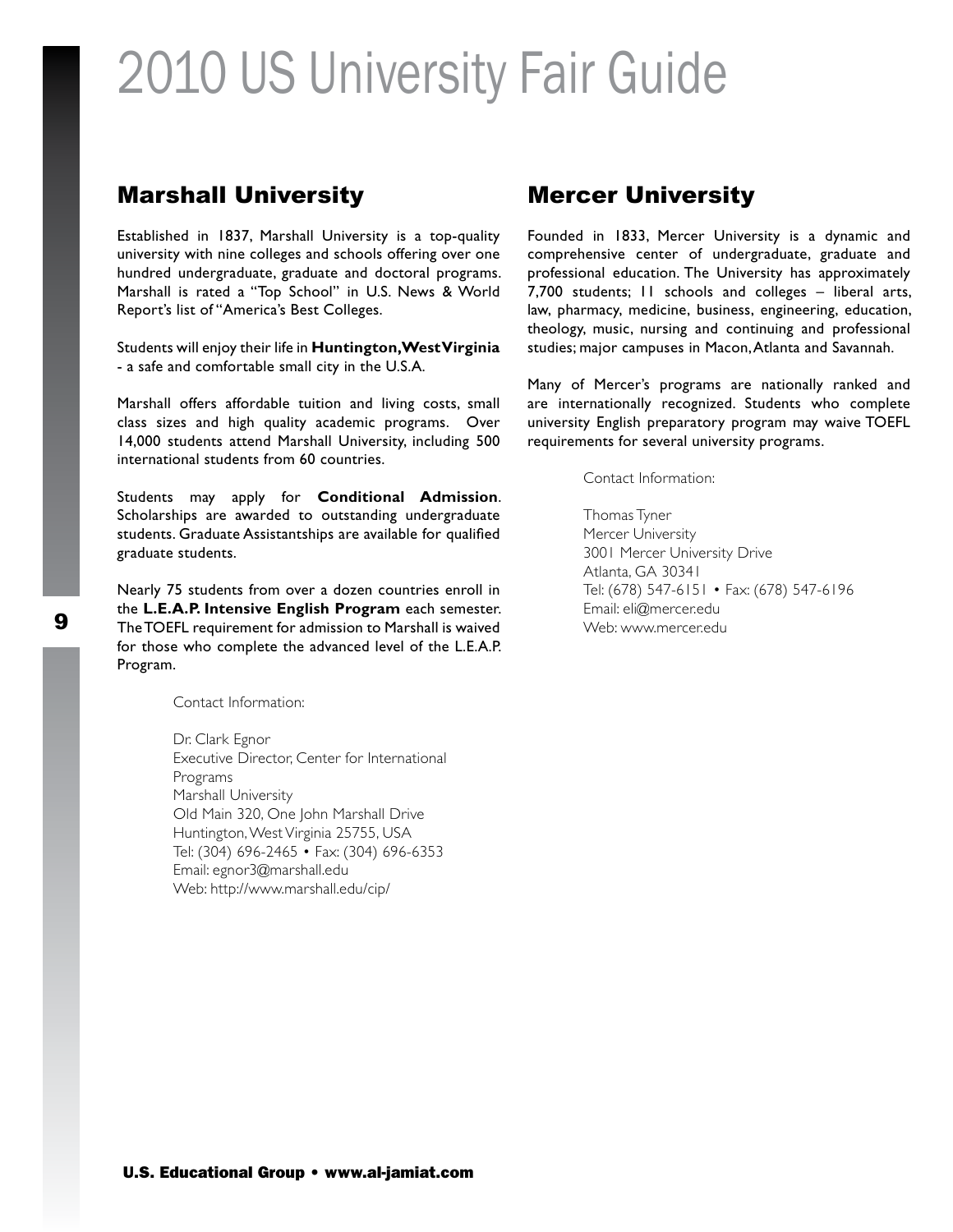## Marshall University

Established in 1837, Marshall University is a top-quality university with nine colleges and schools offering over one hundred undergraduate, graduate and doctoral programs. Marshall is rated a "Top School" in U.S. News & World Report's list of "America's Best Colleges.

Students will enjoy their life in **Huntington, West Virginia** - a safe and comfortable small city in the U.S.A.

Marshall offers affordable tuition and living costs, small class sizes and high quality academic programs. Over 14,000 students attend Marshall University, including 500 international students from 60 countries.

Students may apply for **Conditional Admission**. Scholarships are awarded to outstanding undergraduate students. Graduate Assistantships are available for qualified graduate students.

Nearly 75 students from over a dozen countries enroll in the **L.E.A.P. Intensive English Program** each semester. The TOEFL requirement for admission to Marshall is waived for those who complete the advanced level of the L.E.A.P. Program.

Contact Information:

Dr. Clark Egnor
Executive Director, Center for International Programs
Marshall University
Old Main 320, One John Marshall Drive
Huntington, West Virginia 25755, USA
Tel: (304) 696-2465 • Fax: (304) 696-6353
Email: egnor3@marshall.edu
Web: http://www.marshall.edu/cip/

## Mercer University

Founded in 1833, Mercer University is a dynamic and comprehensive center of undergraduate, graduate and professional education. The University has approximately 7,700 students; 11 schools and colleges – liberal arts, law, pharmacy, medicine, business, engineering, education, theology, music, nursing and continuing and professional studies; major campuses in Macon, Atlanta and Savannah.

Many of Mercer's programs are nationally ranked and are internationally recognized. Students who complete university English preparatory program may waive TOEFL requirements for several university programs.

Contact Information:

Thomas Tyner
Mercer University
3001 Mercer University Drive
Atlanta, GA 30341
Tel: (678) 547-6151 • Fax: (678) 547-6196
Email: eli@mercer.edu
Web: www.mercer.edu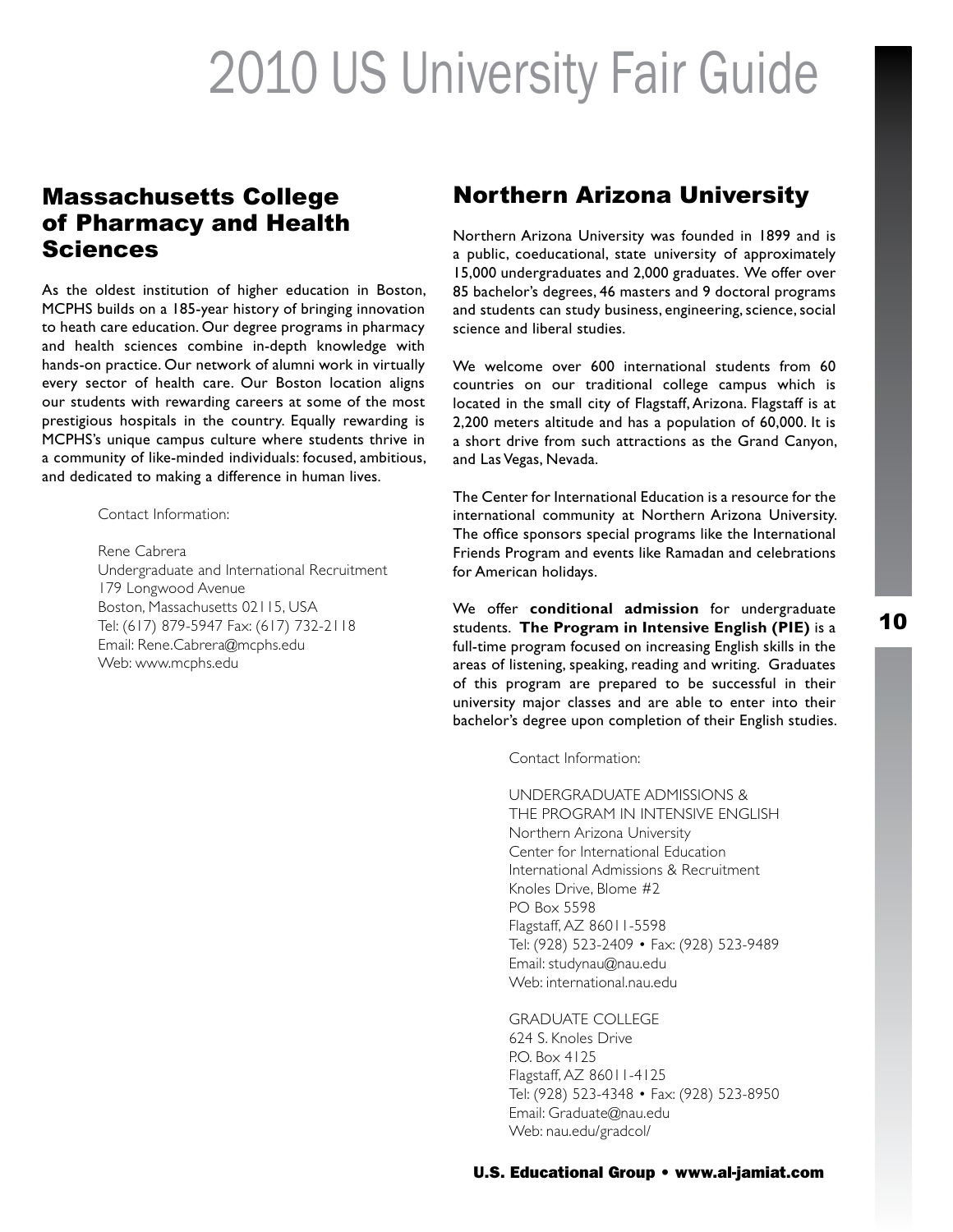## Massachusetts College of Pharmacy and Health Sciences

As the oldest institution of higher education in Boston, MCPHS builds on a 185-year history of bringing innovation to heath care education. Our degree programs in pharmacy and health sciences combine in-depth knowledge with hands-on practice. Our network of alumni work in virtually every sector of health care. Our Boston location aligns our students with rewarding careers at some of the most prestigious hospitals in the country. Equally rewarding is MCPHS's unique campus culture where students thrive in a community of like-minded individuals: focused, ambitious, and dedicated to making a difference in human lives.

Contact Information:

Rene Cabrera
Undergraduate and International Recruitment
179 Longwood Avenue
Boston, Massachusetts 02115, USA
Tel: (617) 879-5947 Fax: (617) 732-2118
Email: Rene.Cabrera@mcphs.edu
Web: www.mcphs.edu

## Northern Arizona University

Northern Arizona University was founded in 1899 and is a public, coeducational, state university of approximately 15,000 undergraduates and 2,000 graduates. We offer over 85 bachelor's degrees, 46 masters and 9 doctoral programs and students can study business, engineering, science, social science and liberal studies.

We welcome over 600 international students from 60 countries on our traditional college campus which is located in the small city of Flagstaff, Arizona. Flagstaff is at 2,200 meters altitude and has a population of 60,000. It is a short drive from such attractions as the Grand Canyon, and Las Vegas, Nevada.

The Center for International Education is a resource for the international community at Northern Arizona University. The office sponsors special programs like the International Friends Program and events like Ramadan and celebrations for American holidays.

We offer **conditional admission** for undergraduate students. **The Program in Intensive English (PIE)** is a full-time program focused on increasing English skills in the areas of listening, speaking, reading and writing. Graduates of this program are prepared to be successful in their university major classes and are able to enter into their bachelor's degree upon completion of their English studies.

Contact Information:

UNDERGRADUATE ADMISSIONS &
THE PROGRAM IN INTENSIVE ENGLISH
Northern Arizona University
Center for International Education
International Admissions & Recruitment
Knoles Drive, Blome #2
PO Box 5598
Flagstaff, AZ 86011-5598
Tel: (928) 523-2409 • Fax: (928) 523-9489
Email: studynau@nau.edu
Web: international.nau.edu

GRADUATE COLLEGE
624 S. Knoles Drive
P.O. Box 4125
Flagstaff, AZ 86011-4125
Tel: (928) 523-4348 • Fax: (928) 523-8950
Email: Graduate@nau.edu
Web: nau.edu/gradcol/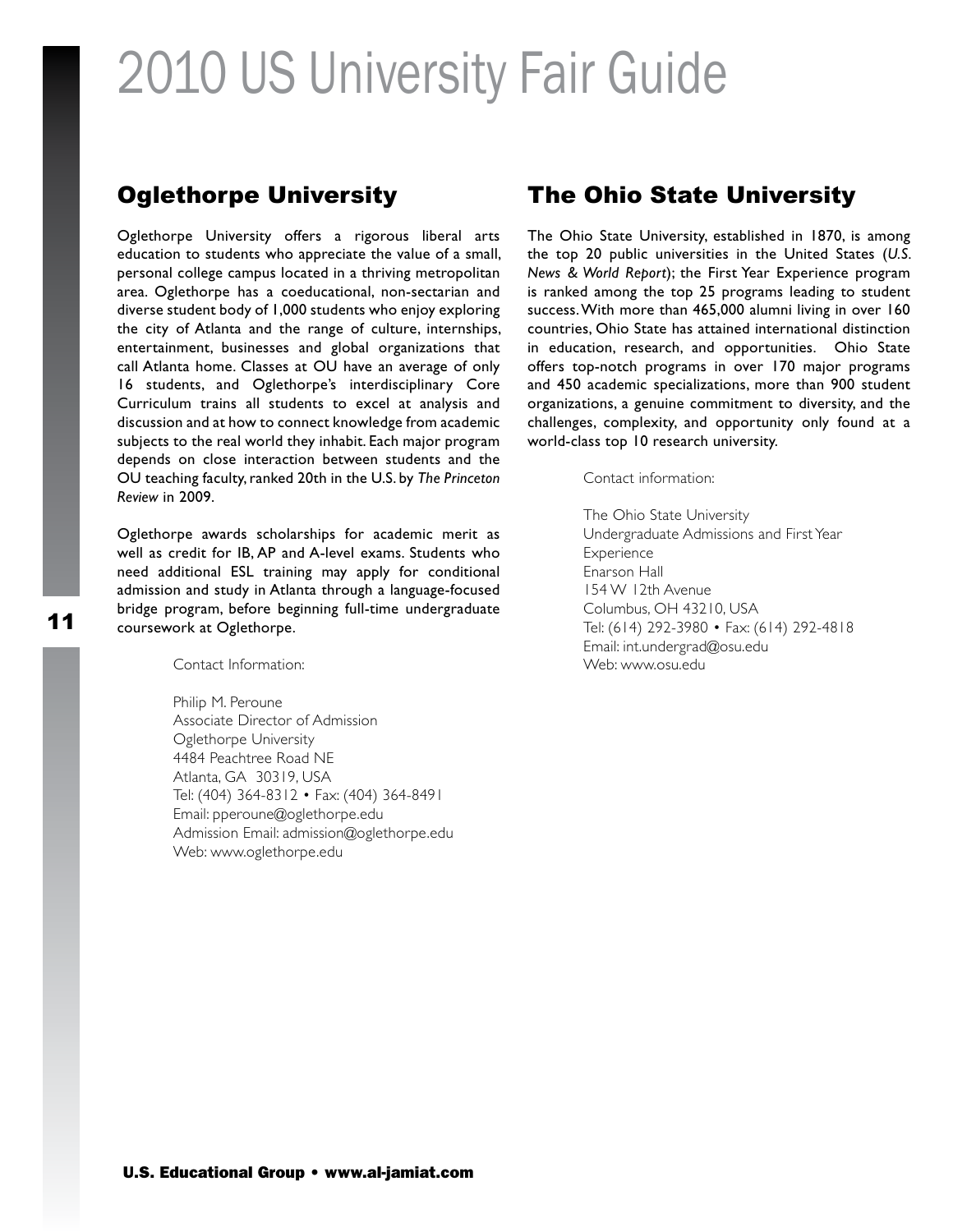## Oglethorpe University

Oglethorpe University offers a rigorous liberal arts education to students who appreciate the value of a small, personal college campus located in a thriving metropolitan area. Oglethorpe has a coeducational, non-sectarian and diverse student body of 1,000 students who enjoy exploring the city of Atlanta and the range of culture, internships, entertainment, businesses and global organizations that call Atlanta home. Classes at OU have an average of only 16 students, and Oglethorpe's interdisciplinary Core Curriculum trains all students to excel at analysis and discussion and at how to connect knowledge from academic subjects to the real world they inhabit. Each major program depends on close interaction between students and the OU teaching faculty, ranked 20th in the U.S. by *The Princeton Review* in 2009.

Oglethorpe awards scholarships for academic merit as well as credit for IB, AP and A-level exams. Students who need additional ESL training may apply for conditional admission and study in Atlanta through a language-focused bridge program, before beginning full-time undergraduate coursework at Oglethorpe.

Contact Information:

Philip M. Peroune
Associate Director of Admission
Oglethorpe University
4484 Peachtree Road NE
Atlanta, GA 30319, USA
Tel: (404) 364-8312 • Fax: (404) 364-8491
Email: pperoune@oglethorpe.edu
Admission Email: admission@oglethorpe.edu
Web: www.oglethorpe.edu

## The Ohio State University

The Ohio State University, established in 1870, is among the top 20 public universities in the United States (*U.S. News & World Report*); the First Year Experience program is ranked among the top 25 programs leading to student success. With more than 465,000 alumni living in over 160 countries, Ohio State has attained international distinction in education, research, and opportunities. Ohio State offers top-notch programs in over 170 major programs and 450 academic specializations, more than 900 student organizations, a genuine commitment to diversity, and the challenges, complexity, and opportunity only found at a world-class top 10 research university.

Contact information:

The Ohio State University
Undergraduate Admissions and First Year Experience
Enarson Hall
154 W 12th Avenue
Columbus, OH 43210, USA
Tel: (614) 292-3980 • Fax: (614) 292-4818
Email: int.undergrad@osu.edu
Web: www.osu.edu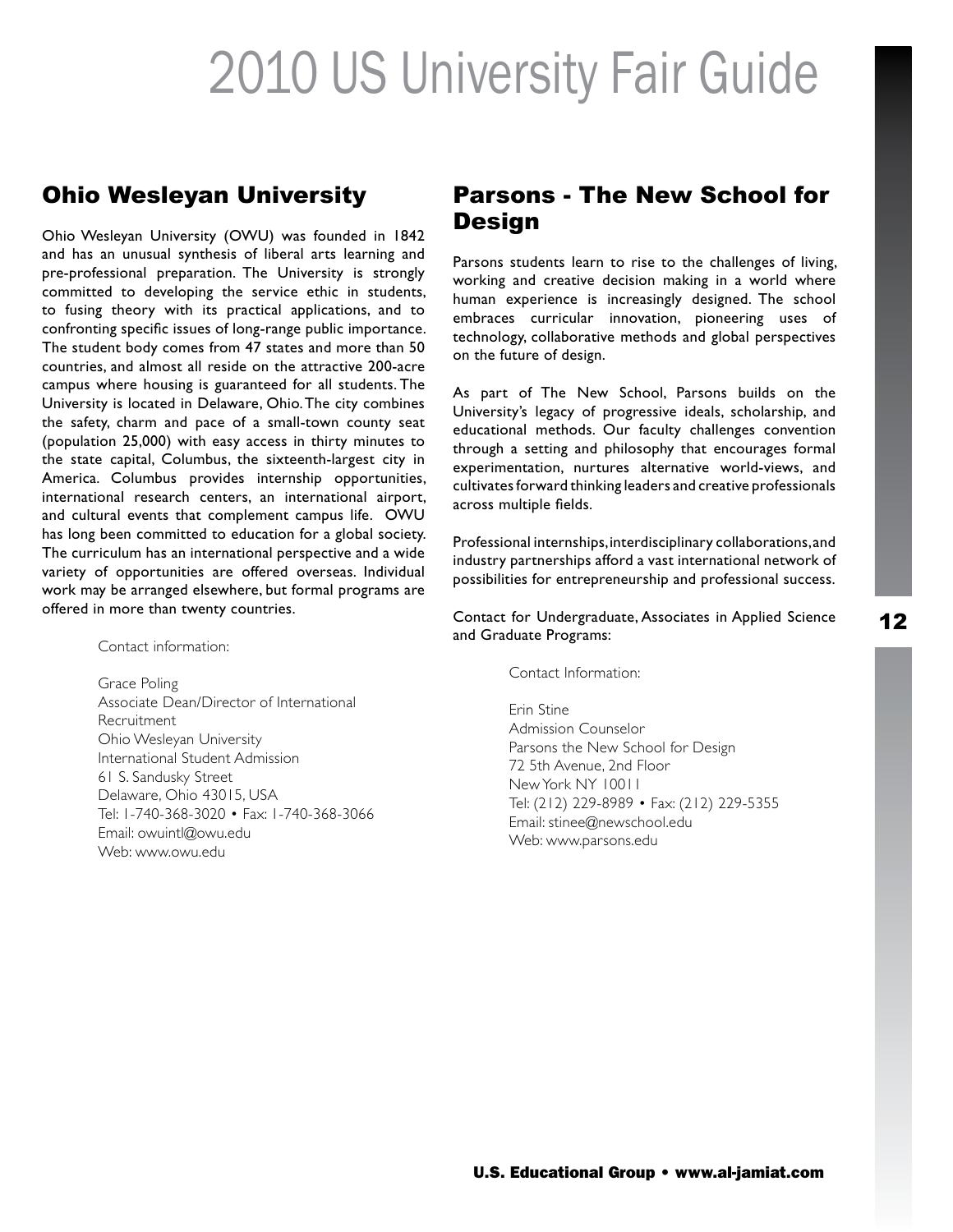## Ohio Wesleyan University

Ohio Wesleyan University (OWU) was founded in 1842 and has an unusual synthesis of liberal arts learning and pre-professional preparation. The University is strongly committed to developing the service ethic in students, to fusing theory with its practical applications, and to confronting specific issues of long-range public importance. The student body comes from 47 states and more than 50 countries, and almost all reside on the attractive 200-acre campus where housing is guaranteed for all students. The University is located in Delaware, Ohio. The city combines the safety, charm and pace of a small-town county seat (population 25,000) with easy access in thirty minutes to the state capital, Columbus, the sixteenth-largest city in America. Columbus provides internship opportunities, international research centers, an international airport, and cultural events that complement campus life. OWU has long been committed to education for a global society. The curriculum has an international perspective and a wide variety of opportunities are offered overseas. Individual work may be arranged elsewhere, but formal programs are offered in more than twenty countries.

Contact information:

Grace Poling
Associate Dean/Director of International Recruitment
Ohio Wesleyan University
International Student Admission
61 S. Sandusky Street
Delaware, Ohio 43015, USA
Tel: 1-740-368-3020 • Fax: 1-740-368-3066
Email: owuintl@owu.edu
Web: www.owu.edu

## Parsons - The New School for Design

Parsons students learn to rise to the challenges of living, working and creative decision making in a world where human experience is increasingly designed. The school embraces curricular innovation, pioneering uses of technology, collaborative methods and global perspectives on the future of design.

As part of The New School, Parsons builds on the University's legacy of progressive ideals, scholarship, and educational methods. Our faculty challenges convention through a setting and philosophy that encourages formal experimentation, nurtures alternative world-views, and cultivates forward thinking leaders and creative professionals across multiple fields.

Professional internships, interdisciplinary collaborations, and industry partnerships afford a vast international network of possibilities for entrepreneurship and professional success.

Contact for Undergraduate, Associates in Applied Science and Graduate Programs:

Contact Information:

Erin Stine
Admission Counselor
Parsons the New School for Design
72 5th Avenue, 2nd Floor
New York NY 10011
Tel: (212) 229-8989 • Fax: (212) 229-5355
Email: stinee@newschool.edu
Web: www.parsons.edu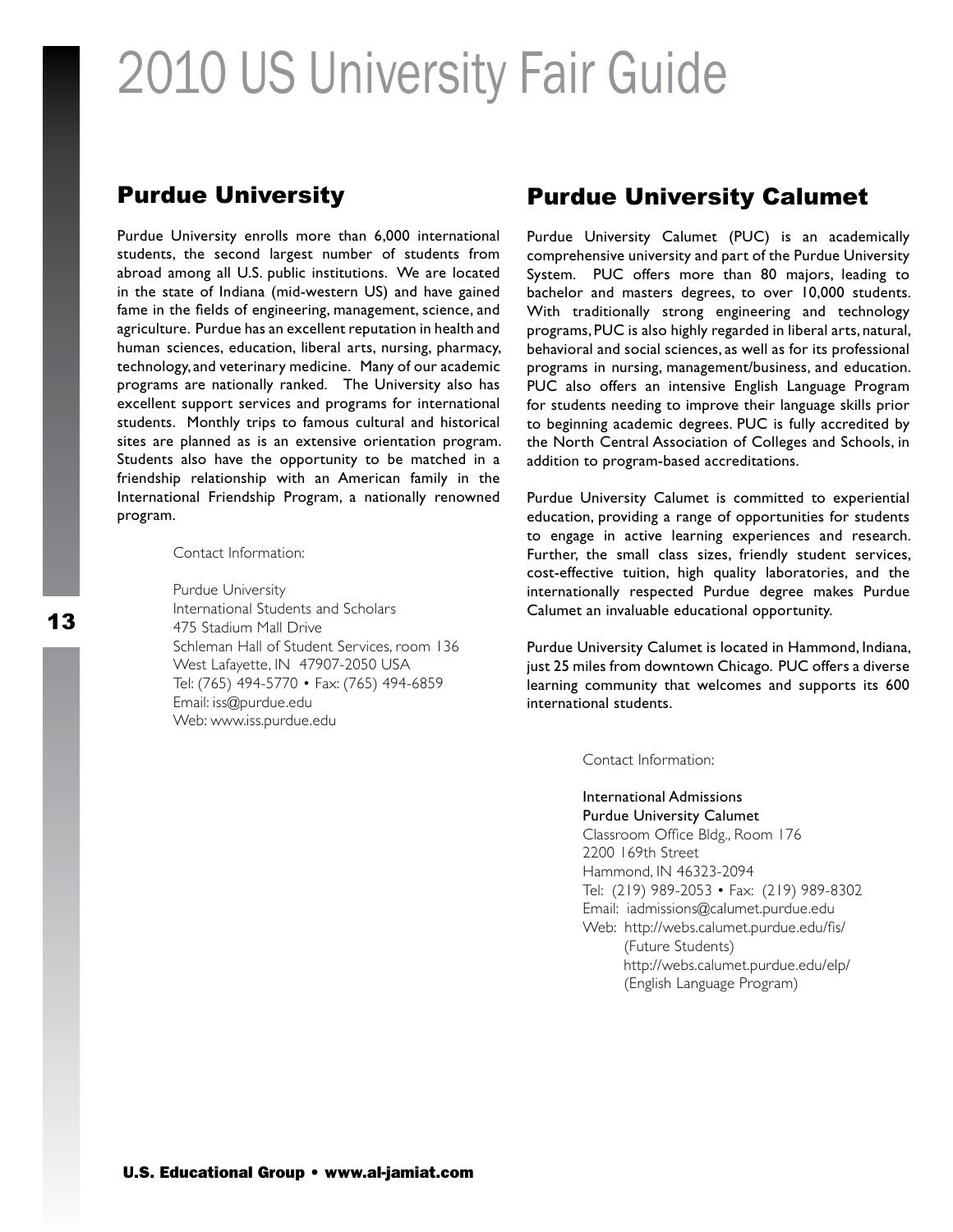## Purdue University

Purdue University enrolls more than 6,000 international students, the second largest number of students from abroad among all U.S. public institutions. We are located in the state of Indiana (mid-western US) and have gained fame in the fields of engineering, management, science, and agriculture. Purdue has an excellent reputation in health and human sciences, education, liberal arts, nursing, pharmacy, technology, and veterinary medicine. Many of our academic programs are nationally ranked. The University also has excellent support services and programs for international students. Monthly trips to famous cultural and historical sites are planned as is an extensive orientation program. Students also have the opportunity to be matched in a friendship relationship with an American family in the International Friendship Program, a nationally renowned program.

Contact Information:

Purdue University
International Students and Scholars
475 Stadium Mall Drive
Schleman Hall of Student Services, room 136
West Lafayette, IN 47907-2050 USA
Tel: (765) 494-5770 • Fax: (765) 494-6859
Email: iss@purdue.edu
Web: www.iss.purdue.edu

## Purdue University Calumet

Purdue University Calumet (PUC) is an academically comprehensive university and part of the Purdue University System. PUC offers more than 80 majors, leading to bachelor and masters degrees, to over 10,000 students. With traditionally strong engineering and technology programs, PUC is also highly regarded in liberal arts, natural, behavioral and social sciences, as well as for its professional programs in nursing, management/business, and education. PUC also offers an intensive English Language Program for students needing to improve their language skills prior to beginning academic degrees. PUC is fully accredited by the North Central Association of Colleges and Schools, in addition to program-based accreditations.

Purdue University Calumet is committed to experiential education, providing a range of opportunities for students to engage in active learning experiences and research. Further, the small class sizes, friendly student services, cost-effective tuition, high quality laboratories, and the internationally respected Purdue degree makes Purdue Calumet an invaluable educational opportunity.

Purdue University Calumet is located in Hammond, Indiana, just 25 miles from downtown Chicago. PUC offers a diverse learning community that welcomes and supports its 600 international students.

Contact Information:

International Admissions
Purdue University Calumet
Classroom Office Bldg., Room 176
2200 169th Street
Hammond, IN 46323-2094
Tel: (219) 989-2053 • Fax: (219) 989-8302
Email: iadmissions@calumet.purdue.edu
Web: http://webs.calumet.purdue.edu/fis/ (Future Students)
http://webs.calumet.purdue.edu/elp/ (English Language Program)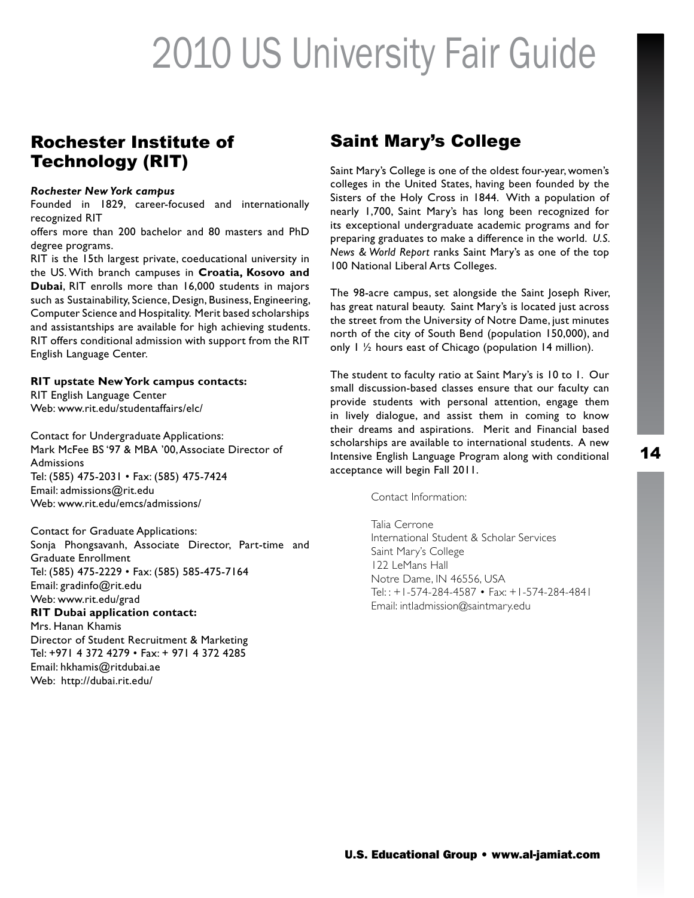## Rochester Institute of Technology (RIT)

***Rochester New York campus***

Founded in 1829, career-focused and internationally recognized RIT
offers more than 200 bachelor and 80 masters and PhD degree programs.
RIT is the 15th largest private, coeducational university in the US. With branch campuses in **Croatia, Kosovo and Dubai**, RIT enrolls more than 16,000 students in majors such as Sustainability, Science, Design, Business, Engineering, Computer Science and Hospitality. Merit based scholarships and assistantships are available for high achieving students. RIT offers conditional admission with support from the RIT English Language Center.

**RIT upstate New York campus contacts:**
RIT English Language Center
Web: www.rit.edu/studentaffairs/elc/

Contact for Undergraduate Applications:
Mark McFee BS '97 & MBA '00, Associate Director of Admissions
Tel: (585) 475-2031 • Fax: (585) 475-7424
Email: admissions@rit.edu
Web: www.rit.edu/emcs/admissions/

Contact for Graduate Applications:
Sonja Phongsavanh, Associate Director, Part-time and Graduate Enrollment
Tel: (585) 475-2229 • Fax: (585) 585-475-7164
Email: gradinfo@rit.edu
Web: www.rit.edu/grad

**RIT Dubai application contact:**
Mrs. Hanan Khamis
Director of Student Recruitment & Marketing
Tel: +971 4 372 4279 • Fax: + 971 4 372 4285
Email: hkhamis@ritdubai.ae
Web: http://dubai.rit.edu/

## Saint Mary's College

Saint Mary's College is one of the oldest four-year, women's colleges in the United States, having been founded by the Sisters of the Holy Cross in 1844. With a population of nearly 1,700, Saint Mary's has long been recognized for its exceptional undergraduate academic programs and for preparing graduates to make a difference in the world. *U.S. News & World Report* ranks Saint Mary's as one of the top 100 National Liberal Arts Colleges.

The 98-acre campus, set alongside the Saint Joseph River, has great natural beauty. Saint Mary's is located just across the street from the University of Notre Dame, just minutes north of the city of South Bend (population 150,000), and only 1 ½ hours east of Chicago (population 14 million).

The student to faculty ratio at Saint Mary's is 10 to 1. Our small discussion-based classes ensure that our faculty can provide students with personal attention, engage them in lively dialogue, and assist them in coming to know their dreams and aspirations. Merit and Financial based scholarships are available to international students. A new Intensive English Language Program along with conditional acceptance will begin Fall 2011.

Contact Information:

Talia Cerrone
International Student & Scholar Services
Saint Mary's College
122 LeMans Hall
Notre Dame, IN 46556, USA
Tel: : +1-574-284-4587 • Fax: +1-574-284-4841
Email: intladmission@saintmary.edu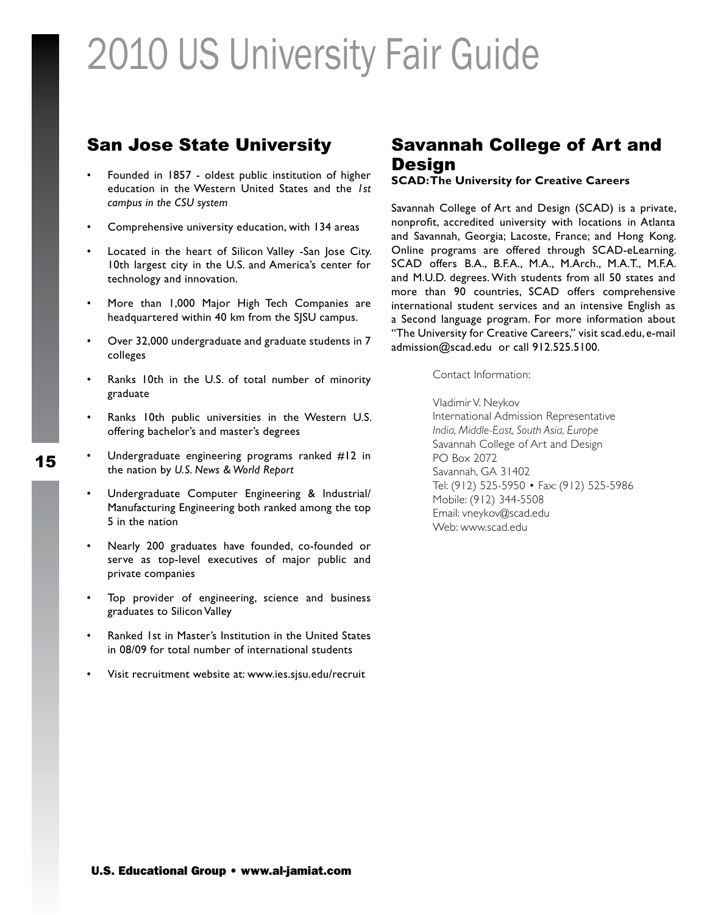## San Jose State University

- Founded in 1857 - oldest public institution of higher education in the Western United States and the *1st campus in the CSU system*
- Comprehensive university education, with 134 areas
- Located in the heart of Silicon Valley -San Jose City. 10th largest city in the U.S. and America's center for technology and innovation.
- More than 1,000 Major High Tech Companies are headquartered within 40 km from the SJSU campus.
- Over 32,000 undergraduate and graduate students in 7 colleges
- Ranks 10th in the U.S. of total number of minority graduate
- Ranks 10th public universities in the Western U.S. offering bachelor's and master's degrees
- Undergraduate engineering programs ranked #12 in the nation by *U.S. News & World Report*
- Undergraduate Computer Engineering & Industrial/ Manufacturing Engineering both ranked among the top 5 in the nation
- Nearly 200 graduates have founded, co-founded or serve as top-level executives of major public and private companies
- Top provider of engineering, science and business graduates to Silicon Valley
- Ranked 1st in Master's Institution in the United States in 08/09 for total number of international students
- Visit recruitment website at: www.ies.sjsu.edu/recruit

## Savannah College of Art and Design

**SCAD: The University for Creative Careers**

Savannah College of Art and Design (SCAD) is a private, nonprofit, accredited university with locations in Atlanta and Savannah, Georgia; Lacoste, France; and Hong Kong. Online programs are offered through SCAD-eLearning. SCAD offers B.A., B.F.A., M.A., M.Arch., M.A.T., M.F.A. and M.U.D. degrees. With students from all 50 states and more than 90 countries, SCAD offers comprehensive international student services and an intensive English as a Second language program. For more information about "The University for Creative Careers," visit scad.edu, e-mail admission@scad.edu or call 912.525.5100.

Contact Information:

Vladimir V. Neykov
International Admission Representative
*India, Middle-East, South Asia, Europe*
Savannah College of Art and Design
PO Box 2072
Savannah, GA 31402
Tel: (912) 525-5950 • Fax: (912) 525-5986
Mobile: (912) 344-5508
Email: vneykov@scad.edu
Web: www.scad.edu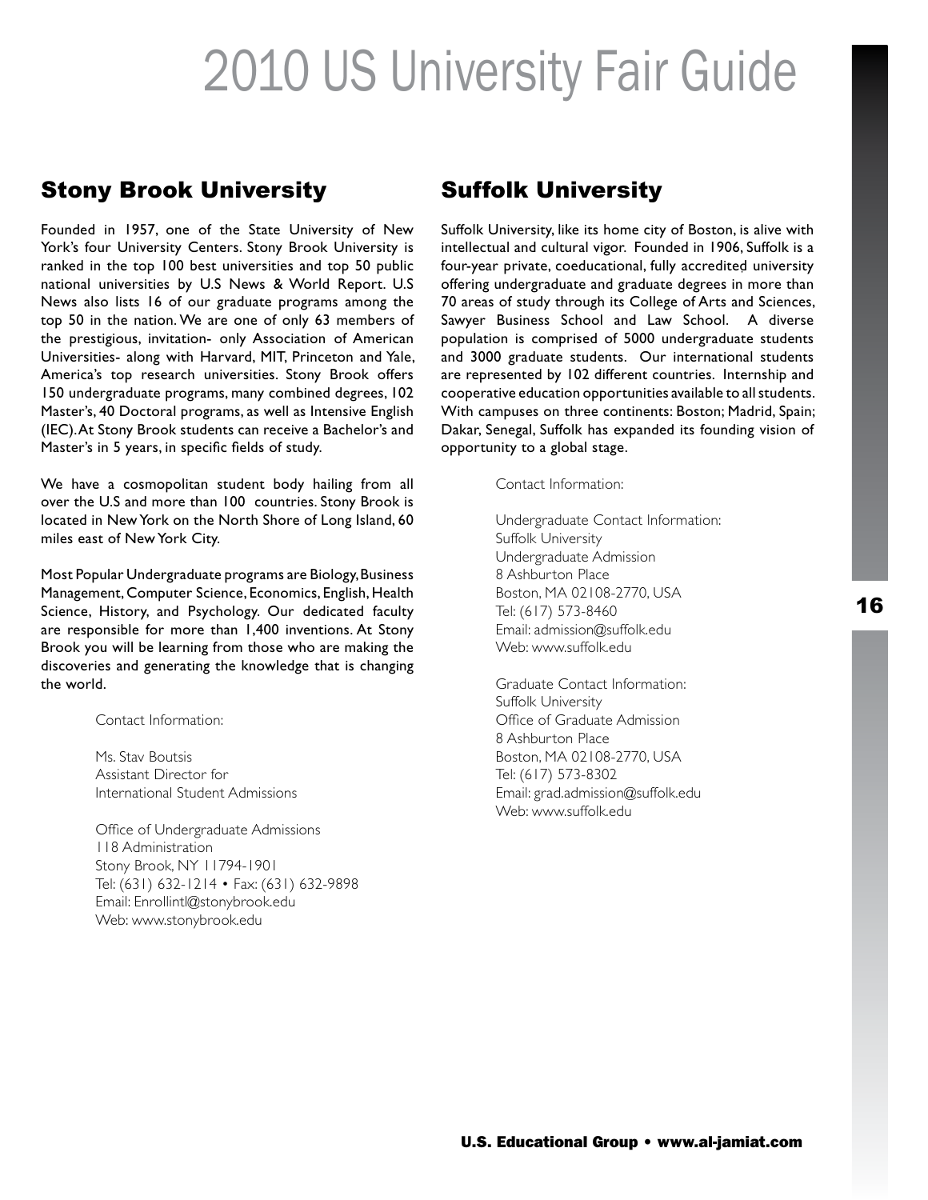## Stony Brook University

Founded in 1957, one of the State University of New York's four University Centers. Stony Brook University is ranked in the top 100 best universities and top 50 public national universities by U.S News & World Report. U.S News also lists 16 of our graduate programs among the top 50 in the nation. We are one of only 63 members of the prestigious, invitation- only Association of American Universities- along with Harvard, MIT, Princeton and Yale, America's top research universities. Stony Brook offers 150 undergraduate programs, many combined degrees, 102 Master's, 40 Doctoral programs, as well as Intensive English (IEC). At Stony Brook students can receive a Bachelor's and Master's in 5 years, in specific fields of study.

We have a cosmopolitan student body hailing from all over the U.S and more than 100 countries. Stony Brook is located in New York on the North Shore of Long Island, 60 miles east of New York City.

Most Popular Undergraduate programs are Biology, Business Management, Computer Science, Economics, English, Health Science, History, and Psychology. Our dedicated faculty are responsible for more than 1,400 inventions. At Stony Brook you will be learning from those who are making the discoveries and generating the knowledge that is changing the world.

Contact Information:

Ms. Stav Boutsis
Assistant Director for
International Student Admissions

Office of Undergraduate Admissions
118 Administration
Stony Brook, NY 11794-1901
Tel: (631) 632-1214 • Fax: (631) 632-9898
Email: Enrollintl@stonybrook.edu
Web: www.stonybrook.edu

## Suffolk University

Suffolk University, like its home city of Boston, is alive with intellectual and cultural vigor. Founded in 1906, Suffolk is a four-year private, coeducational, fully accredited university offering undergraduate and graduate degrees in more than 70 areas of study through its College of Arts and Sciences, Sawyer Business School and Law School. A diverse population is comprised of 5000 undergraduate students and 3000 graduate students. Our international students are represented by 102 different countries. Internship and cooperative education opportunities available to all students. With campuses on three continents: Boston; Madrid, Spain; Dakar, Senegal, Suffolk has expanded its founding vision of opportunity to a global stage.

Contact Information:

Undergraduate Contact Information:
Suffolk University
Undergraduate Admission
8 Ashburton Place
Boston, MA 02108-2770, USA
Tel: (617) 573-8460
Email: admission@suffolk.edu
Web: www.suffolk.edu

Graduate Contact Information:
Suffolk University
Office of Graduate Admission
8 Ashburton Place
Boston, MA 02108-2770, USA
Tel: (617) 573-8302
Email: grad.admission@suffolk.edu
Web: www.suffolk.edu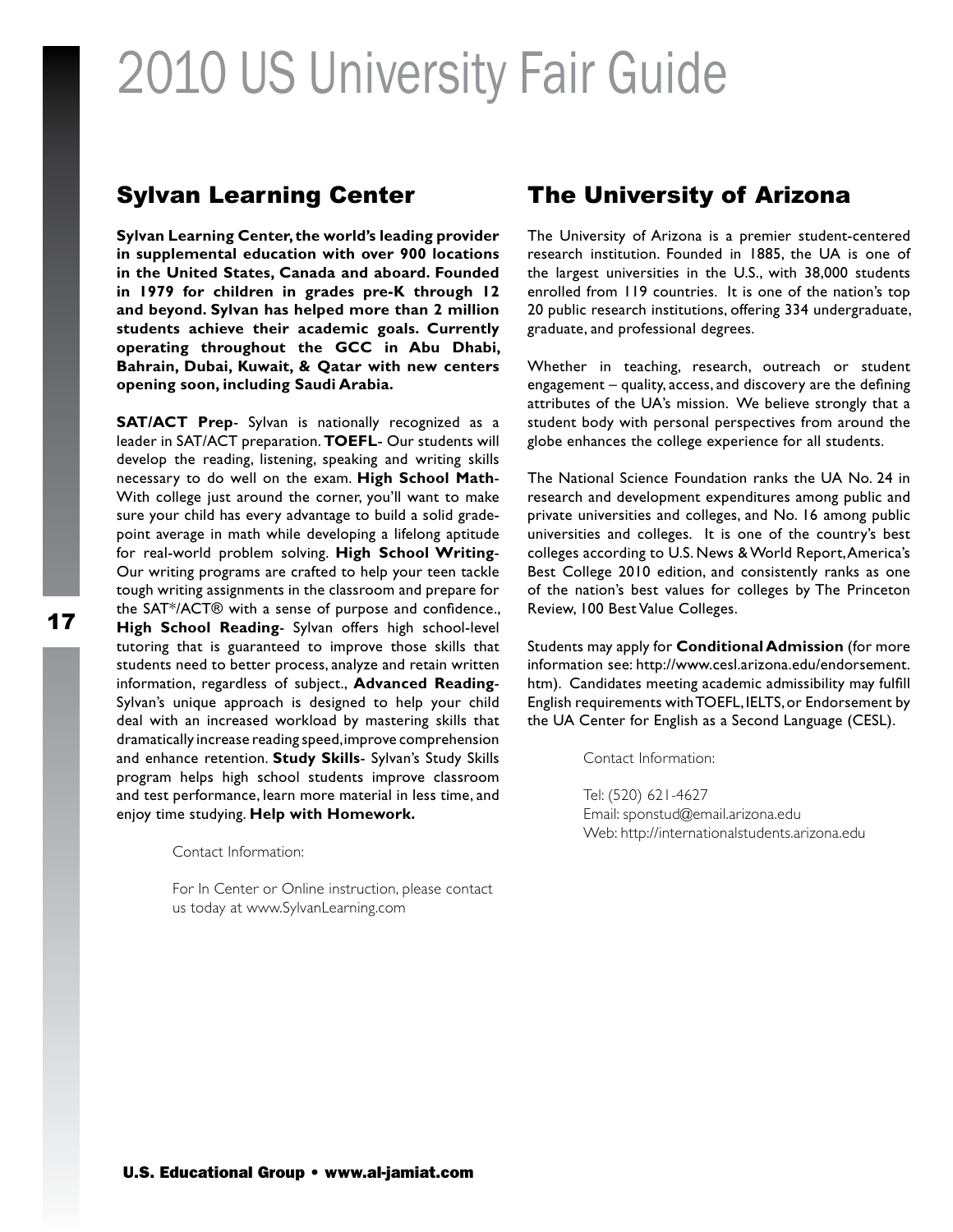## Sylvan Learning Center

**Sylvan Learning Center, the world's leading provider in supplemental education with over 900 locations in the United States, Canada and aboard. Founded in 1979 for children in grades pre-K through 12 and beyond. Sylvan has helped more than 2 million students achieve their academic goals. Currently operating throughout the GCC in Abu Dhabi, Bahrain, Dubai, Kuwait, & Qatar with new centers opening soon, including Saudi Arabia.**

**SAT/ACT Prep**- Sylvan is nationally recognized as a leader in SAT/ACT preparation. **TOEFL**- Our students will develop the reading, listening, speaking and writing skills necessary to do well on the exam. **High School Math**- With college just around the corner, you'll want to make sure your child has every advantage to build a solid grade-point average in math while developing a lifelong aptitude for real-world problem solving. **High School Writing**- Our writing programs are crafted to help your teen tackle tough writing assignments in the classroom and prepare for the SAT*/ACT® with a sense of purpose and confidence., **High School Reading**- Sylvan offers high school-level tutoring that is guaranteed to improve those skills that students need to better process, analyze and retain written information, regardless of subject., **Advanced Reading**- Sylvan's unique approach is designed to help your child deal with an increased workload by mastering skills that dramatically increase reading speed, improve comprehension and enhance retention. **Study Skills**- Sylvan's Study Skills program helps high school students improve classroom and test performance, learn more material in less time, and enjoy time studying. **Help with Homework.**

Contact Information:

For In Center or Online instruction, please contact us today at www.SylvanLearning.com

## The University of Arizona

The University of Arizona is a premier student-centered research institution. Founded in 1885, the UA is one of the largest universities in the U.S., with 38,000 students enrolled from 119 countries. It is one of the nation's top 20 public research institutions, offering 334 undergraduate, graduate, and professional degrees.

Whether in teaching, research, outreach or student engagement – quality, access, and discovery are the defining attributes of the UA's mission. We believe strongly that a student body with personal perspectives from around the globe enhances the college experience for all students.

The National Science Foundation ranks the UA No. 24 in research and development expenditures among public and private universities and colleges, and No. 16 among public universities and colleges. It is one of the country's best colleges according to U.S. News & World Report, America's Best College 2010 edition, and consistently ranks as one of the nation's best values for colleges by The Princeton Review, 100 Best Value Colleges.

Students may apply for **Conditional Admission** (for more information see: http://www.cesl.arizona.edu/endorsement.htm). Candidates meeting academic admissibility may fulfill English requirements with TOEFL, IELTS, or Endorsement by the UA Center for English as a Second Language (CESL).

Contact Information:

Tel: (520) 621-4627
Email: sponstud@email.arizona.edu
Web: http://internationalstudents.arizona.edu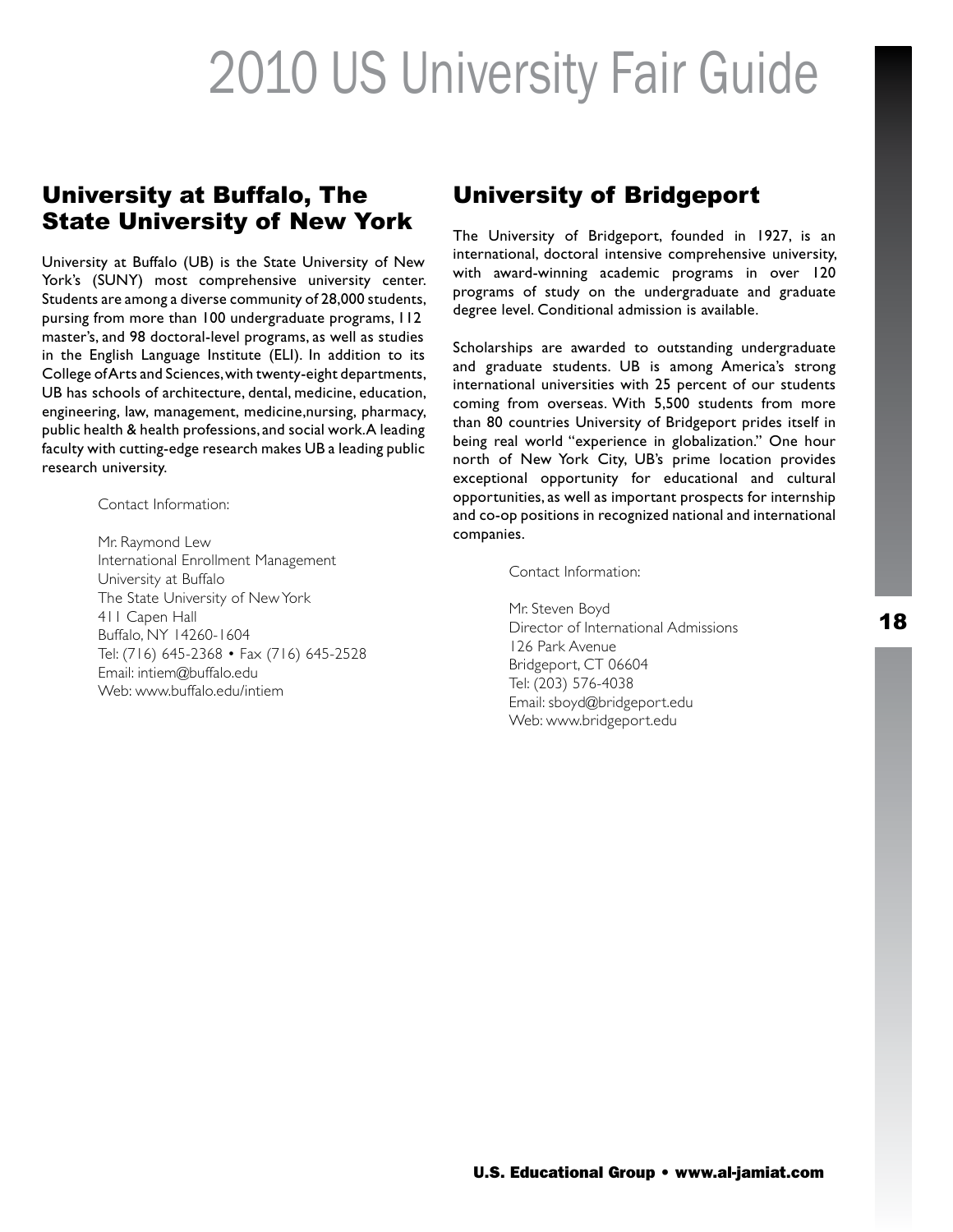## University at Buffalo, The State University of New York

University at Buffalo (UB) is the State University of New York's (SUNY) most comprehensive university center. Students are among a diverse community of 28,000 students, pursing from more than 100 undergraduate programs, 112 master's, and 98 doctoral-level programs, as well as studies in the English Language Institute (ELI). In addition to its College of Arts and Sciences, with twenty-eight departments, UB has schools of architecture, dental, medicine, education, engineering, law, management, medicine,nursing, pharmacy, public health & health professions, and social work. A leading faculty with cutting-edge research makes UB a leading public research university.

Contact Information:

Mr. Raymond Lew
International Enrollment Management
University at Buffalo
The State University of New York
411 Capen Hall
Buffalo, NY 14260-1604
Tel: (716) 645-2368 • Fax (716) 645-2528
Email: intiem@buffalo.edu
Web: www.buffalo.edu/intiem

## University of Bridgeport

The University of Bridgeport, founded in 1927, is an international, doctoral intensive comprehensive university, with award-winning academic programs in over 120 programs of study on the undergraduate and graduate degree level. Conditional admission is available.

Scholarships are awarded to outstanding undergraduate and graduate students. UB is among America's strong international universities with 25 percent of our students coming from overseas. With 5,500 students from more than 80 countries University of Bridgeport prides itself in being real world "experience in globalization." One hour north of New York City, UB's prime location provides exceptional opportunity for educational and cultural opportunities, as well as important prospects for internship and co-op positions in recognized national and international companies.

Contact Information:

Mr. Steven Boyd
Director of International Admissions
126 Park Avenue
Bridgeport, CT 06604
Tel: (203) 576-4038
Email: sboyd@bridgeport.edu
Web: www.bridgeport.edu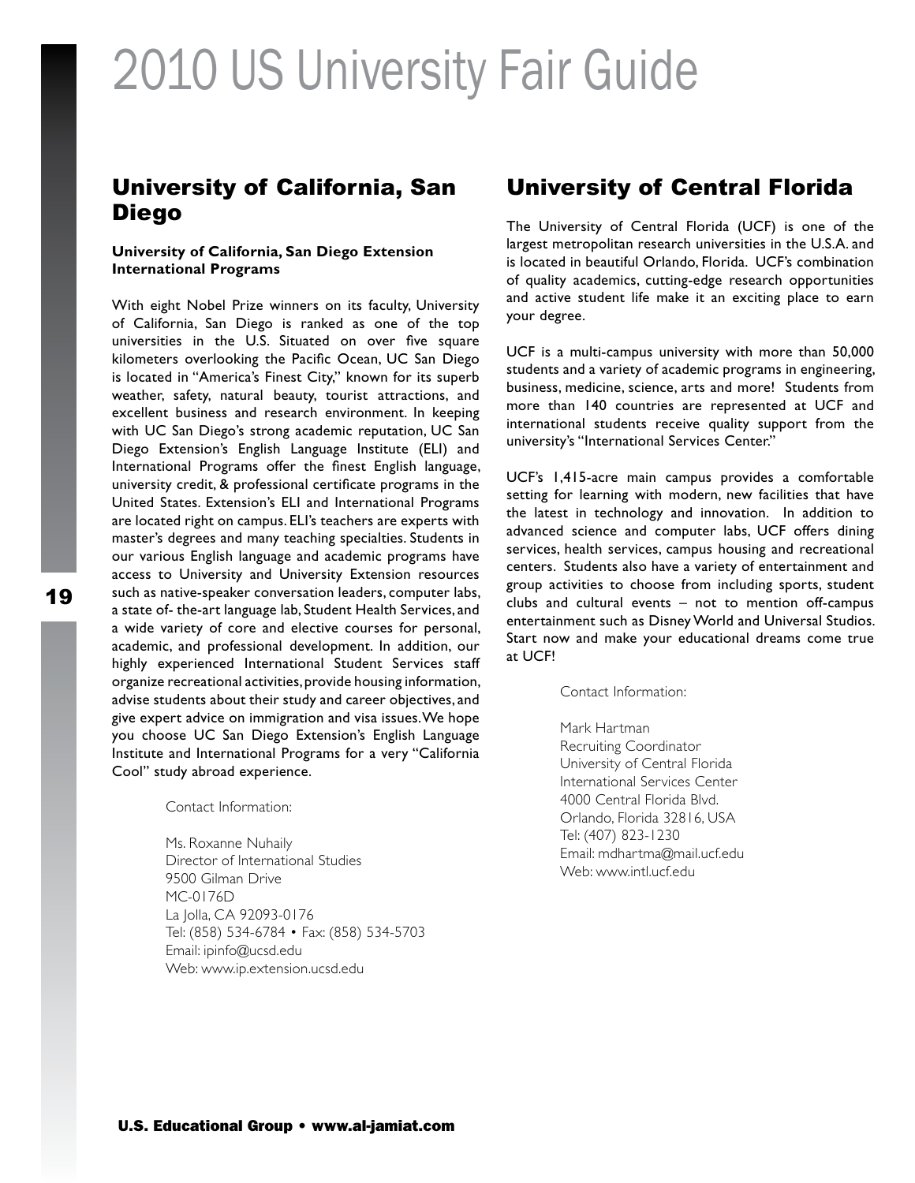## University of California, San Diego

**University of California, San Diego Extension International Programs**

With eight Nobel Prize winners on its faculty, University of California, San Diego is ranked as one of the top universities in the U.S. Situated on over five square kilometers overlooking the Pacific Ocean, UC San Diego is located in "America's Finest City," known for its superb weather, safety, natural beauty, tourist attractions, and excellent business and research environment. In keeping with UC San Diego's strong academic reputation, UC San Diego Extension's English Language Institute (ELI) and International Programs offer the finest English language, university credit, & professional certificate programs in the United States. Extension's ELI and International Programs are located right on campus. ELI's teachers are experts with master's degrees and many teaching specialties. Students in our various English language and academic programs have access to University and University Extension resources such as native-speaker conversation leaders, computer labs, a state of- the-art language lab, Student Health Services, and a wide variety of core and elective courses for personal, academic, and professional development. In addition, our highly experienced International Student Services staff organize recreational activities, provide housing information, advise students about their study and career objectives, and give expert advice on immigration and visa issues. We hope you choose UC San Diego Extension's English Language Institute and International Programs for a very "California Cool" study abroad experience.

Contact Information:

Ms. Roxanne Nuhaily
Director of International Studies
9500 Gilman Drive
MC-0176D
La Jolla, CA 92093-0176
Tel: (858) 534-6784 • Fax: (858) 534-5703
Email: ipinfo@ucsd.edu
Web: www.ip.extension.ucsd.edu

## University of Central Florida

The University of Central Florida (UCF) is one of the largest metropolitan research universities in the U.S.A. and is located in beautiful Orlando, Florida. UCF's combination of quality academics, cutting-edge research opportunities and active student life make it an exciting place to earn your degree.

UCF is a multi-campus university with more than 50,000 students and a variety of academic programs in engineering, business, medicine, science, arts and more! Students from more than 140 countries are represented at UCF and international students receive quality support from the university's "International Services Center."

UCF's 1,415-acre main campus provides a comfortable setting for learning with modern, new facilities that have the latest in technology and innovation. In addition to advanced science and computer labs, UCF offers dining services, health services, campus housing and recreational centers. Students also have a variety of entertainment and group activities to choose from including sports, student clubs and cultural events – not to mention off-campus entertainment such as Disney World and Universal Studios. Start now and make your educational dreams come true at UCF!

Contact Information:

Mark Hartman
Recruiting Coordinator
University of Central Florida
International Services Center
4000 Central Florida Blvd.
Orlando, Florida 32816, USA
Tel: (407) 823-1230
Email: mdhartma@mail.ucf.edu
Web: www.intl.ucf.edu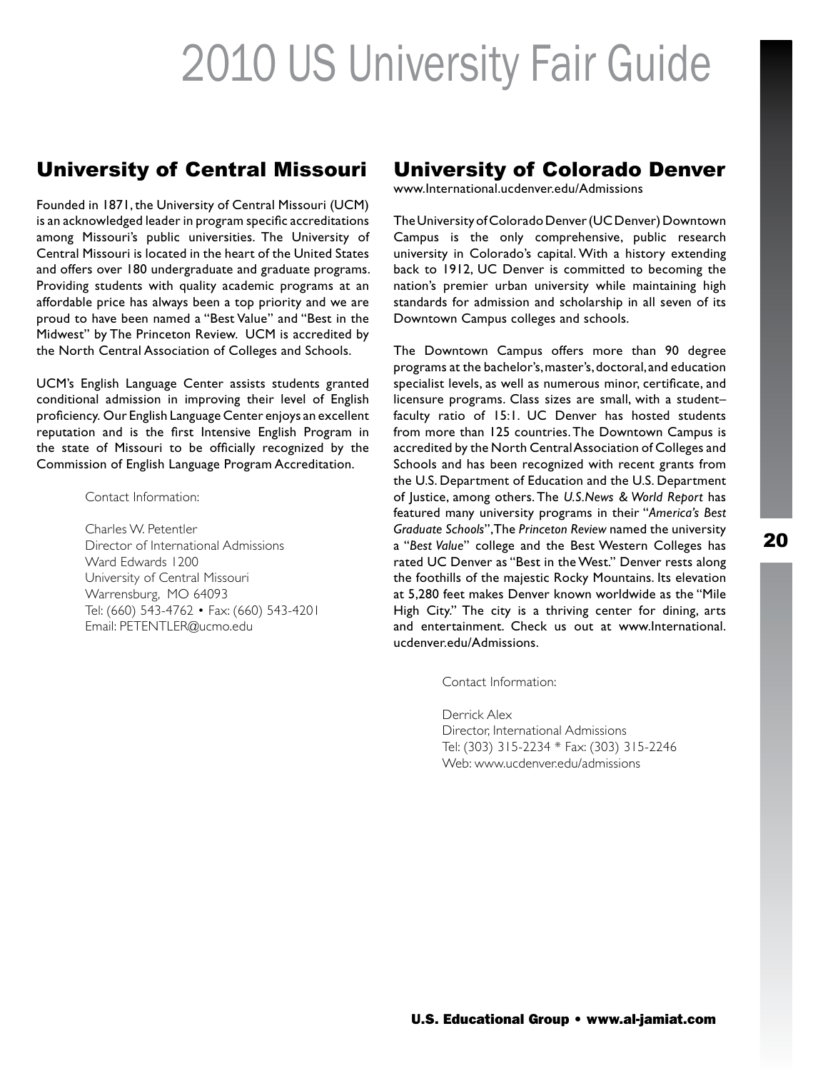## University of Central Missouri

Founded in 1871, the University of Central Missouri (UCM) is an acknowledged leader in program specific accreditations among Missouri's public universities. The University of Central Missouri is located in the heart of the United States and offers over 180 undergraduate and graduate programs. Providing students with quality academic programs at an affordable price has always been a top priority and we are proud to have been named a "Best Value" and "Best in the Midwest" by The Princeton Review. UCM is accredited by the North Central Association of Colleges and Schools.

UCM's English Language Center assists students granted conditional admission in improving their level of English proficiency. Our English Language Center enjoys an excellent reputation and is the first Intensive English Program in the state of Missouri to be officially recognized by the Commission of English Language Program Accreditation.

Contact Information:

Charles W. Petentler  
Director of International Admissions  
Ward Edwards 1200  
University of Central Missouri  
Warrensburg, MO 64093  
Tel: (660) 543-4762 • Fax: (660) 543-4201  
Email: PETENTLER@ucmo.edu

## University of Colorado Denver

www.International.ucdenver.edu/Admissions

The University of Colorado Denver (UC Denver) Downtown Campus is the only comprehensive, public research university in Colorado's capital. With a history extending back to 1912, UC Denver is committed to becoming the nation's premier urban university while maintaining high standards for admission and scholarship in all seven of its Downtown Campus colleges and schools.

The Downtown Campus offers more than 90 degree programs at the bachelor's, master's, doctoral, and education specialist levels, as well as numerous minor, certificate, and licensure programs. Class sizes are small, with a student–faculty ratio of 15:1. UC Denver has hosted students from more than 125 countries. The Downtown Campus is accredited by the North Central Association of Colleges and Schools and has been recognized with recent grants from the U.S. Department of Education and the U.S. Department of Justice, among others. The *U.S. News & World Report* has featured many university programs in their "*America's Best Graduate Schools*", The *Princeton Review* named the university a "*Best Value*" college and the Best Western Colleges has rated UC Denver as "Best in the West." Denver rests along the foothills of the majestic Rocky Mountains. Its elevation at 5,280 feet makes Denver known worldwide as the "Mile High City." The city is a thriving center for dining, arts and entertainment. Check us out at www.International.ucdenver.edu/Admissions.

Contact Information:

Derrick Alex  
Director, International Admissions  
Tel: (303) 315-2234 * Fax: (303) 315-2246  
Web: www.ucdenver.edu/admissions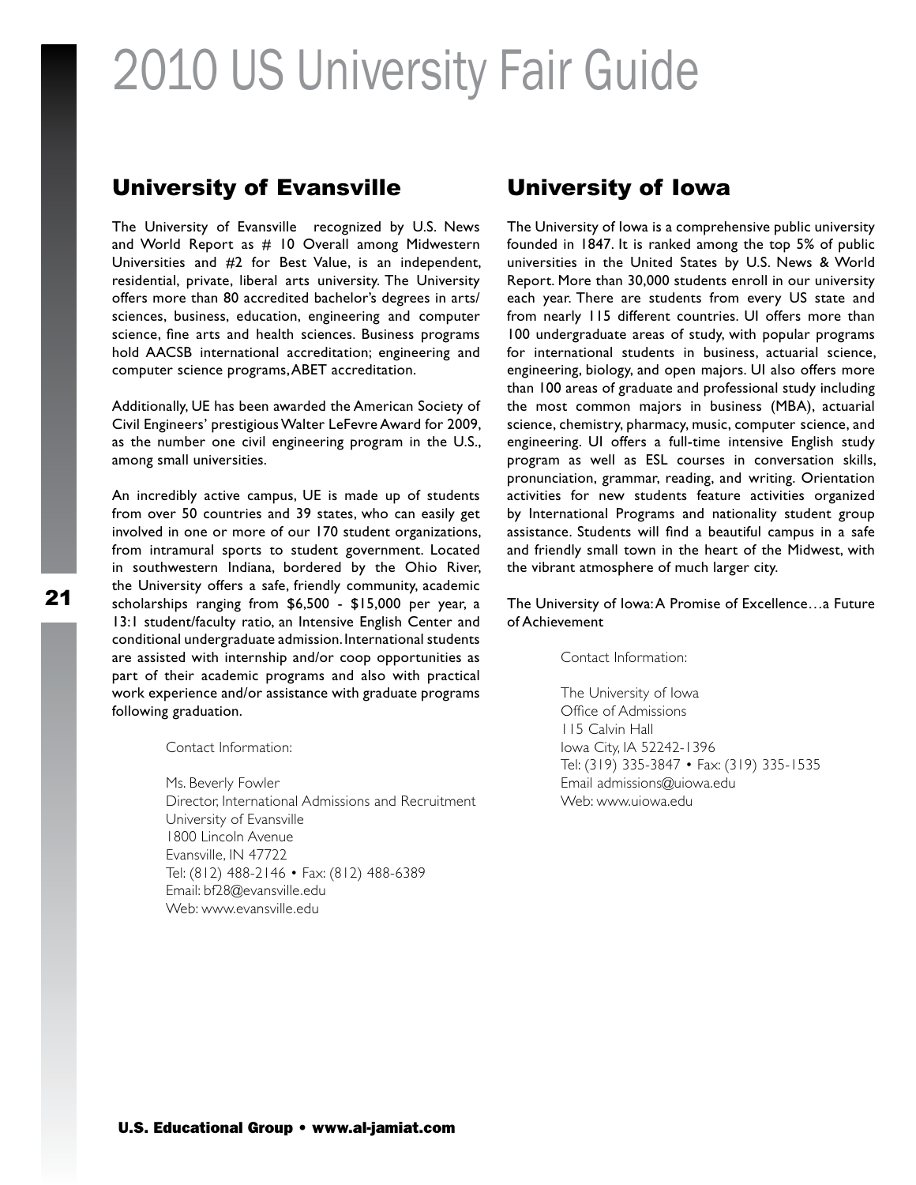## University of Evansville

The University of Evansville recognized by U.S. News and World Report as # 10 Overall among Midwestern Universities and #2 for Best Value, is an independent, residential, private, liberal arts university. The University offers more than 80 accredited bachelor's degrees in arts/ sciences, business, education, engineering and computer science, fine arts and health sciences. Business programs hold AACSB international accreditation; engineering and computer science programs, ABET accreditation.

Additionally, UE has been awarded the American Society of Civil Engineers' prestigious Walter LeFevre Award for 2009, as the number one civil engineering program in the U.S., among small universities.

An incredibly active campus, UE is made up of students from over 50 countries and 39 states, who can easily get involved in one or more of our 170 student organizations, from intramural sports to student government. Located in southwestern Indiana, bordered by the Ohio River, the University offers a safe, friendly community, academic scholarships ranging from $6,500 - $15,000 per year, a 13:1 student/faculty ratio, an Intensive English Center and conditional undergraduate admission. International students are assisted with internship and/or coop opportunities as part of their academic programs and also with practical work experience and/or assistance with graduate programs following graduation.

Contact Information:

Ms. Beverly Fowler
Director, International Admissions and Recruitment
University of Evansville
1800 Lincoln Avenue
Evansville, IN 47722
Tel: (812) 488-2146 • Fax: (812) 488-6389
Email: bf28@evansville.edu
Web: www.evansville.edu

## University of Iowa

The University of Iowa is a comprehensive public university founded in 1847. It is ranked among the top 5% of public universities in the United States by U.S. News & World Report. More than 30,000 students enroll in our university each year. There are students from every US state and from nearly 115 different countries. UI offers more than 100 undergraduate areas of study, with popular programs for international students in business, actuarial science, engineering, biology, and open majors. UI also offers more than 100 areas of graduate and professional study including the most common majors in business (MBA), actuarial science, chemistry, pharmacy, music, computer science, and engineering. UI offers a full-time intensive English study program as well as ESL courses in conversation skills, pronunciation, grammar, reading, and writing. Orientation activities for new students feature activities organized by International Programs and nationality student group assistance. Students will find a beautiful campus in a safe and friendly small town in the heart of the Midwest, with the vibrant atmosphere of much larger city.

The University of Iowa: A Promise of Excellence…a Future of Achievement

Contact Information:

The University of Iowa
Office of Admissions
115 Calvin Hall
Iowa City, IA 52242-1396
Tel: (319) 335-3847 • Fax: (319) 335-1535
Email admissions@uiowa.edu
Web: www.uiowa.edu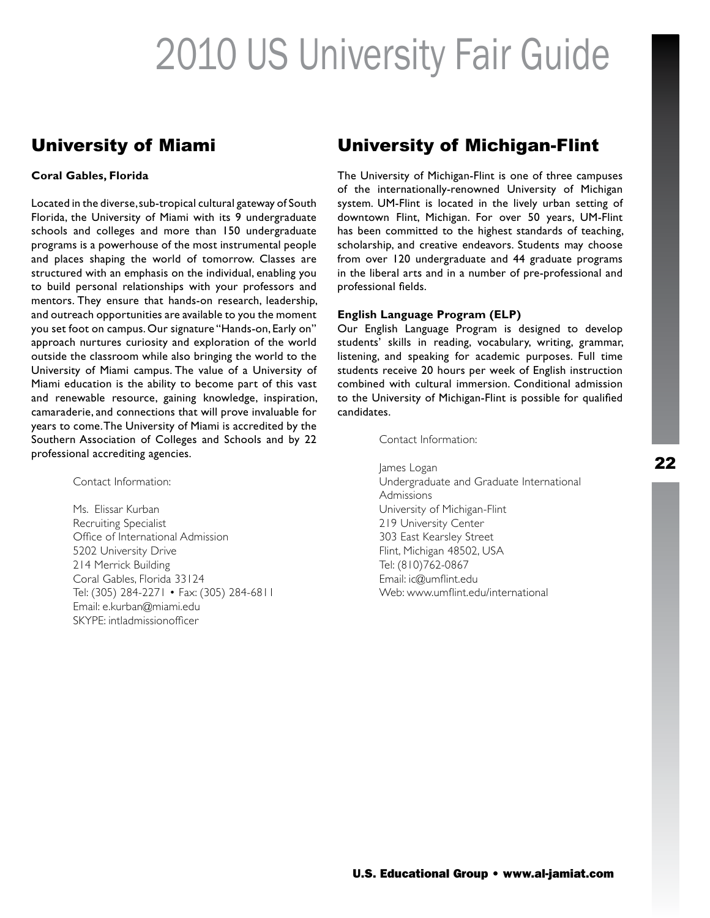## University of Miami

**Coral Gables, Florida**

Located in the diverse, sub-tropical cultural gateway of South Florida, the University of Miami with its 9 undergraduate schools and colleges and more than 150 undergraduate programs is a powerhouse of the most instrumental people and places shaping the world of tomorrow. Classes are structured with an emphasis on the individual, enabling you to build personal relationships with your professors and mentors. They ensure that hands-on research, leadership, and outreach opportunities are available to you the moment you set foot on campus. Our signature "Hands-on, Early on" approach nurtures curiosity and exploration of the world outside the classroom while also bringing the world to the University of Miami campus. The value of a University of Miami education is the ability to become part of this vast and renewable resource, gaining knowledge, inspiration, camaraderie, and connections that will prove invaluable for years to come. The University of Miami is accredited by the Southern Association of Colleges and Schools and by 22 professional accrediting agencies.

Contact Information:

Ms. Elissar Kurban
Recruiting Specialist
Office of International Admission
5202 University Drive
214 Merrick Building
Coral Gables, Florida 33124
Tel: (305) 284-2271 • Fax: (305) 284-6811
Email: e.kurban@miami.edu
SKYPE: intladmissionofficer

## University of Michigan-Flint

The University of Michigan-Flint is one of three campuses of the internationally-renowned University of Michigan system. UM-Flint is located in the lively urban setting of downtown Flint, Michigan. For over 50 years, UM-Flint has been committed to the highest standards of teaching, scholarship, and creative endeavors. Students may choose from over 120 undergraduate and 44 graduate programs in the liberal arts and in a number of pre-professional and professional fields.

**English Language Program (ELP)**

Our English Language Program is designed to develop students' skills in reading, vocabulary, writing, grammar, listening, and speaking for academic purposes. Full time students receive 20 hours per week of English instruction combined with cultural immersion. Conditional admission to the University of Michigan-Flint is possible for qualified candidates.

Contact Information:

James Logan
Undergraduate and Graduate International Admissions
University of Michigan-Flint
219 University Center
303 East Kearsley Street
Flint, Michigan 48502, USA
Tel: (810)762-0867
Email: ic@umflint.edu
Web: www.umflint.edu/international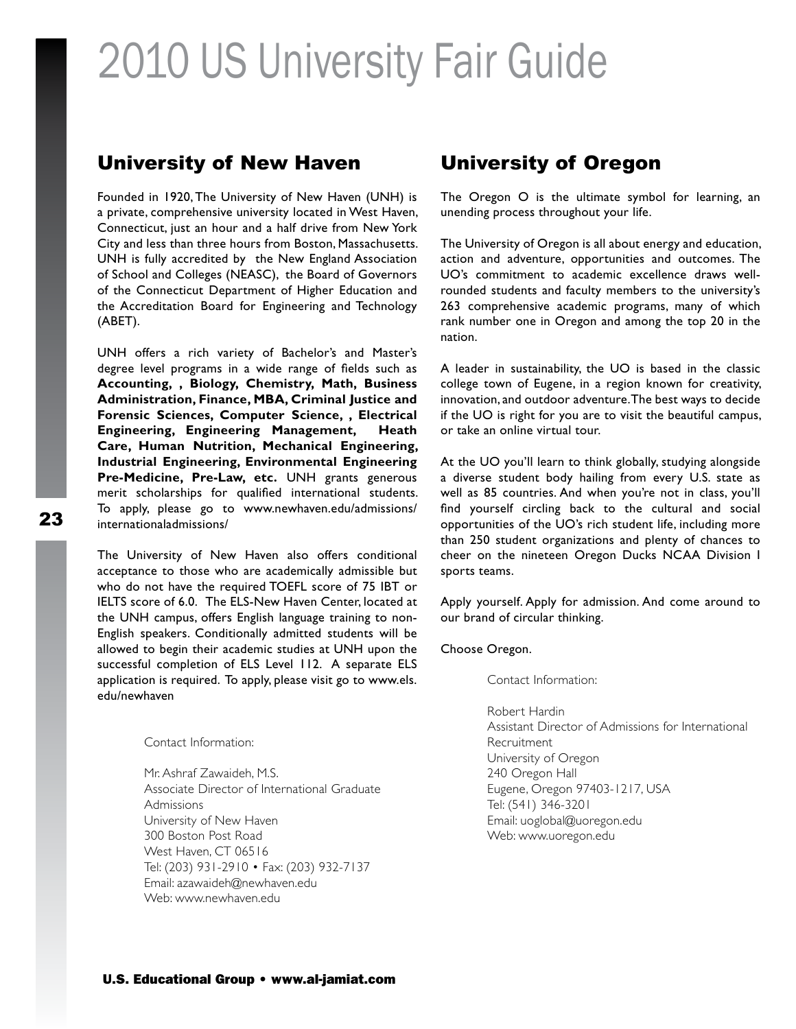## University of New Haven

Founded in 1920, The University of New Haven (UNH) is a private, comprehensive university located in West Haven, Connecticut, just an hour and a half drive from New York City and less than three hours from Boston, Massachusetts. UNH is fully accredited by the New England Association of School and Colleges (NEASC), the Board of Governors of the Connecticut Department of Higher Education and the Accreditation Board for Engineering and Technology (ABET).

UNH offers a rich variety of Bachelor's and Master's degree level programs in a wide range of fields such as **Accounting, , Biology, Chemistry, Math, Business Administration, Finance, MBA, Criminal Justice and Forensic Sciences, Computer Science, , Electrical Engineering, Engineering Management, Heath Care, Human Nutrition, Mechanical Engineering, Industrial Engineering, Environmental Engineering Pre-Medicine, Pre-Law, etc.** UNH grants generous merit scholarships for qualified international students. To apply, please go to www.newhaven.edu/admissions/internationaladmissions/

The University of New Haven also offers conditional acceptance to those who are academically admissible but who do not have the required TOEFL score of 75 IBT or IELTS score of 6.0. The ELS-New Haven Center, located at the UNH campus, offers English language training to non-English speakers. Conditionally admitted students will be allowed to begin their academic studies at UNH upon the successful completion of ELS Level 112. A separate ELS application is required. To apply, please visit go to www.els.edu/newhaven

Contact Information:

Mr. Ashraf Zawaideh, M.S.
Associate Director of International Graduate Admissions
University of New Haven
300 Boston Post Road
West Haven, CT 06516
Tel: (203) 931-2910 • Fax: (203) 932-7137
Email: azawaideh@newhaven.edu
Web: www.newhaven.edu

## University of Oregon

The Oregon O is the ultimate symbol for learning, an unending process throughout your life.

The University of Oregon is all about energy and education, action and adventure, opportunities and outcomes. The UO's commitment to academic excellence draws well-rounded students and faculty members to the university's 263 comprehensive academic programs, many of which rank number one in Oregon and among the top 20 in the nation.

A leader in sustainability, the UO is based in the classic college town of Eugene, in a region known for creativity, innovation, and outdoor adventure. The best ways to decide if the UO is right for you are to visit the beautiful campus, or take an online virtual tour.

At the UO you'll learn to think globally, studying alongside a diverse student body hailing from every U.S. state as well as 85 countries. And when you're not in class, you'll find yourself circling back to the cultural and social opportunities of the UO's rich student life, including more than 250 student organizations and plenty of chances to cheer on the nineteen Oregon Ducks NCAA Division I sports teams.

Apply yourself. Apply for admission. And come around to our brand of circular thinking.

Choose Oregon.

Contact Information:

Robert Hardin
Assistant Director of Admissions for International Recruitment
University of Oregon
240 Oregon Hall
Eugene, Oregon 97403-1217, USA
Tel: (541) 346-3201
Email: uoglobal@uoregon.edu
Web: www.uoregon.edu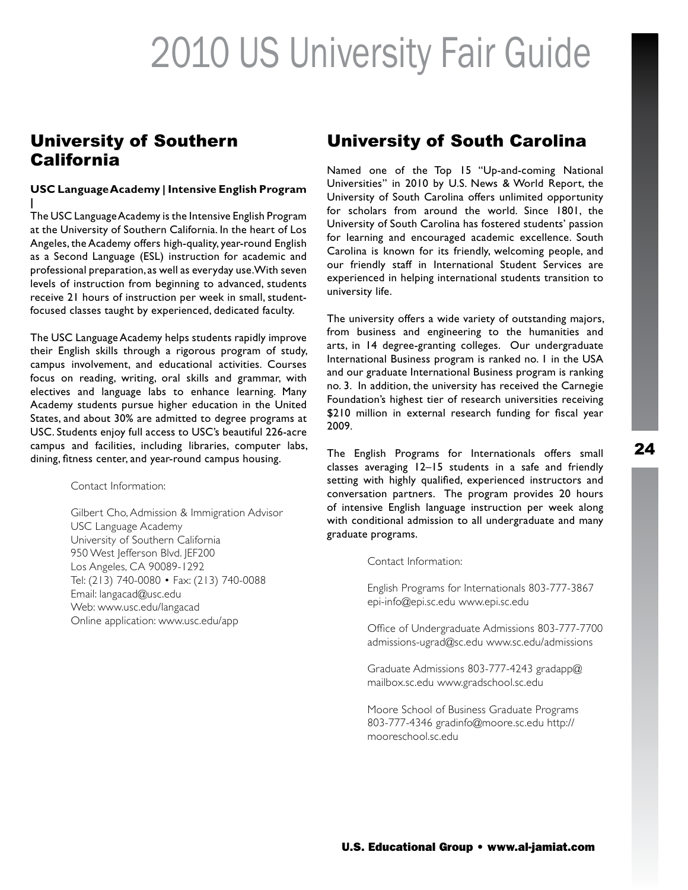## University of Southern California

**USC Language Academy | Intensive English Program |**

The USC Language Academy is the Intensive English Program at the University of Southern California. In the heart of Los Angeles, the Academy offers high-quality, year-round English as a Second Language (ESL) instruction for academic and professional preparation, as well as everyday use. With seven levels of instruction from beginning to advanced, students receive 21 hours of instruction per week in small, student-focused classes taught by experienced, dedicated faculty.

The USC Language Academy helps students rapidly improve their English skills through a rigorous program of study, campus involvement, and educational activities. Courses focus on reading, writing, oral skills and grammar, with electives and language labs to enhance learning. Many Academy students pursue higher education in the United States, and about 30% are admitted to degree programs at USC. Students enjoy full access to USC's beautiful 226-acre campus and facilities, including libraries, computer labs, dining, fitness center, and year-round campus housing.

Contact Information:

Gilbert Cho, Admission & Immigration Advisor
USC Language Academy
University of Southern California
950 West Jefferson Blvd. JEF200
Los Angeles, CA 90089-1292
Tel: (213) 740-0080 • Fax: (213) 740-0088
Email: langacad@usc.edu
Web: www.usc.edu/langacad
Online application: www.usc.edu/app

## University of South Carolina

Named one of the Top 15 "Up-and-coming National Universities" in 2010 by U.S. News & World Report, the University of South Carolina offers unlimited opportunity for scholars from around the world. Since 1801, the University of South Carolina has fostered students' passion for learning and encouraged academic excellence. South Carolina is known for its friendly, welcoming people, and our friendly staff in International Student Services are experienced in helping international students transition to university life.

The university offers a wide variety of outstanding majors, from business and engineering to the humanities and arts, in 14 degree-granting colleges. Our undergraduate International Business program is ranked no. 1 in the USA and our graduate International Business program is ranking no. 3. In addition, the university has received the Carnegie Foundation's highest tier of research universities receiving $210 million in external research funding for fiscal year 2009.

The English Programs for Internationals offers small classes averaging 12–15 students in a safe and friendly setting with highly qualified, experienced instructors and conversation partners. The program provides 20 hours of intensive English language instruction per week along with conditional admission to all undergraduate and many graduate programs.

Contact Information:

English Programs for Internationals 803-777-3867 epi-info@epi.sc.edu www.epi.sc.edu

Office of Undergraduate Admissions 803-777-7700 admissions-ugrad@sc.edu www.sc.edu/admissions

Graduate Admissions 803-777-4243 gradapp@mailbox.sc.edu www.gradschool.sc.edu

Moore School of Business Graduate Programs 803-777-4346 gradinfo@moore.sc.edu http://mooreschool.sc.edu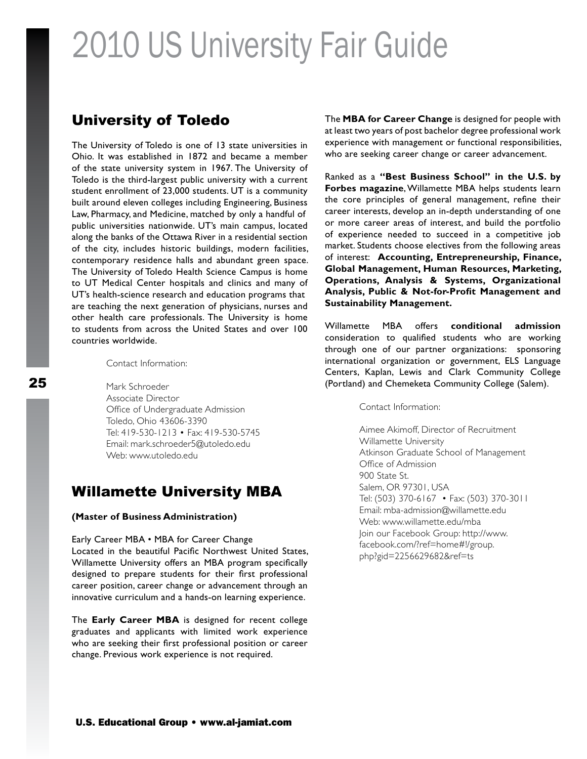## University of Toledo

The University of Toledo is one of 13 state universities in Ohio. It was established in 1872 and became a member of the state university system in 1967. The University of Toledo is the third-largest public university with a current student enrollment of 23,000 students. UT is a community built around eleven colleges including Engineering, Business Law, Pharmacy, and Medicine, matched by only a handful of public universities nationwide. UT's main campus, located along the banks of the Ottawa River in a residential section of the city, includes historic buildings, modern facilities, contemporary residence halls and abundant green space. The University of Toledo Health Science Campus is home to UT Medical Center hospitals and clinics and many of UT's health-science research and education programs that are teaching the next generation of physicians, nurses and other health care professionals. The University is home to students from across the United States and over 100 countries worldwide.

Contact Information:

Mark Schroeder
Associate Director
Office of Undergraduate Admission
Toledo, Ohio 43606-3390
Tel: 419-530-1213 • Fax: 419-530-5745
Email: mark.schroeder5@utoledo.edu
Web: www.utoledo.edu

## Willamette University MBA

**(Master of Business Administration)**

Early Career MBA • MBA for Career Change
Located in the beautiful Pacific Northwest United States, Willamette University offers an MBA program specifically designed to prepare students for their first professional career position, career change or advancement through an innovative curriculum and a hands-on learning experience.

The **Early Career MBA** is designed for recent college graduates and applicants with limited work experience who are seeking their first professional position or career change. Previous work experience is not required.

The **MBA for Career Change** is designed for people with at least two years of post bachelor degree professional work experience with management or functional responsibilities, who are seeking career change or career advancement.

Ranked as a **"Best Business School" in the U.S. by Forbes magazine**, Willamette MBA helps students learn the core principles of general management, refine their career interests, develop an in-depth understanding of one or more career areas of interest, and build the portfolio of experience needed to succeed in a competitive job market. Students choose electives from the following areas of interest: **Accounting, Entrepreneurship, Finance, Global Management, Human Resources, Marketing, Operations, Analysis & Systems, Organizational Analysis, Public & Not-for-Profit Management and Sustainability Management.**

Willamette MBA offers **conditional admission** consideration to qualified students who are working through one of our partner organizations: sponsoring international organization or government, ELS Language Centers, Kaplan, Lewis and Clark Community College (Portland) and Chemeketa Community College (Salem).

Contact Information:

Aimee Akimoff, Director of Recruitment
Willamette University
Atkinson Graduate School of Management
Office of Admission
900 State St.
Salem, OR 97301, USA
Tel: (503) 370-6167 • Fax: (503) 370-3011
Email: mba-admission@willamette.edu
Web: www.willamette.edu/mba
Join our Facebook Group: http://www.facebook.com/?ref=home#!/group.php?gid=2256629682&ref=ts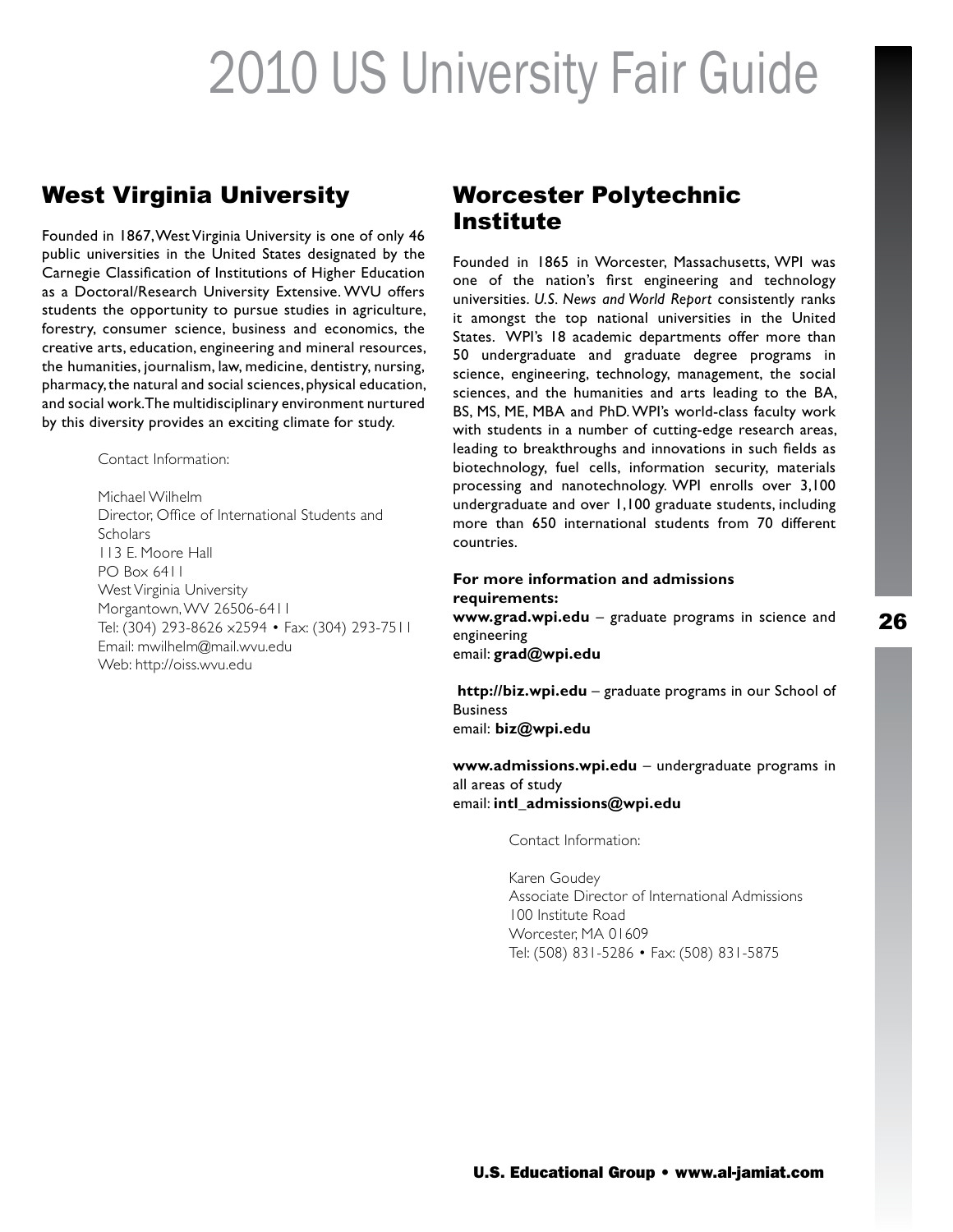## West Virginia University

Founded in 1867, West Virginia University is one of only 46 public universities in the United States designated by the Carnegie Classification of Institutions of Higher Education as a Doctoral/Research University Extensive. WVU offers students the opportunity to pursue studies in agriculture, forestry, consumer science, business and economics, the creative arts, education, engineering and mineral resources, the humanities, journalism, law, medicine, dentistry, nursing, pharmacy, the natural and social sciences, physical education, and social work. The multidisciplinary environment nurtured by this diversity provides an exciting climate for study.

Contact Information:

Michael Wilhelm
Director, Office of International Students and Scholars
113 E. Moore Hall
PO Box 6411
West Virginia University
Morgantown, WV 26506-6411
Tel: (304) 293-8626 x2594 • Fax: (304) 293-7511
Email: mwilhelm@mail.wvu.edu
Web: http://oiss.wvu.edu

## Worcester Polytechnic Institute

Founded in 1865 in Worcester, Massachusetts, WPI was one of the nation's first engineering and technology universities. *U.S. News and World Report* consistently ranks it amongst the top national universities in the United States. WPI's 18 academic departments offer more than 50 undergraduate and graduate degree programs in science, engineering, technology, management, the social sciences, and the humanities and arts leading to the BA, BS, MS, ME, MBA and PhD. WPI's world-class faculty work with students in a number of cutting-edge research areas, leading to breakthroughs and innovations in such fields as biotechnology, fuel cells, information security, materials processing and nanotechnology. WPI enrolls over 3,100 undergraduate and over 1,100 graduate students, including more than 650 international students from 70 different countries.

**For more information and admissions requirements:**
**www.grad.wpi.edu** – graduate programs in science and engineering
email: **grad@wpi.edu**

**http://biz.wpi.edu** – graduate programs in our School of Business
email: **biz@wpi.edu**

**www.admissions.wpi.edu** – undergraduate programs in all areas of study
email: **intl_admissions@wpi.edu**

Contact Information:

Karen Goudey
Associate Director of International Admissions
100 Institute Road
Worcester, MA 01609
Tel: (508) 831-5286 • Fax: (508) 831-5875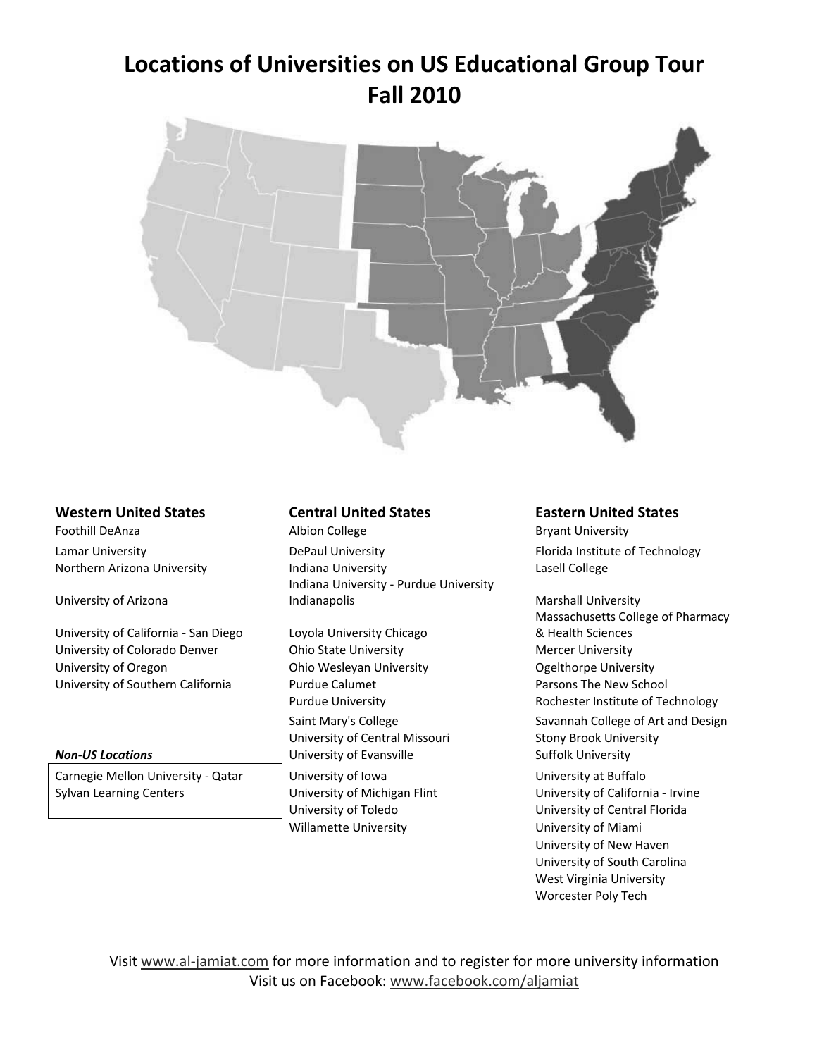# Locations of Universities on US Educational Group Tour Fall 2010

### Western United States

Foothill DeAnza
Lamar University
Northern Arizona University
University of Arizona
University of California - San Diego
University of Colorado Denver
University of Oregon
University of Southern California

#### *Non-US Locations*

Carnegie Mellon University - Qatar
Sylvan Learning Centers

### Central United States

Albion College
DePaul University
Indiana University
Indiana University - Purdue University Indianapolis
Loyola University Chicago
Ohio State University
Ohio Wesleyan University
Purdue Calumet
Purdue University
Saint Mary's College
University of Central Missouri
University of Evansville
University of Iowa
University of Michigan Flint
University of Toledo
Willamette University

### Eastern United States

Bryant University
Florida Institute of Technology
Lasell College
Marshall University
Massachusetts College of Pharmacy & Health Sciences
Mercer University
Ogelthorpe University
Parsons The New School
Rochester Institute of Technology
Savannah College of Art and Design
Stony Brook University
Suffolk University
University at Buffalo
University of California - Irvine
University of Central Florida
University of Miami
University of New Haven
University of South Carolina
West Virginia University
Worcester Poly Tech

Visit www.al-jamiat.com for more information and to register for more university information
Visit us on Facebook: www.facebook.com/aljamiat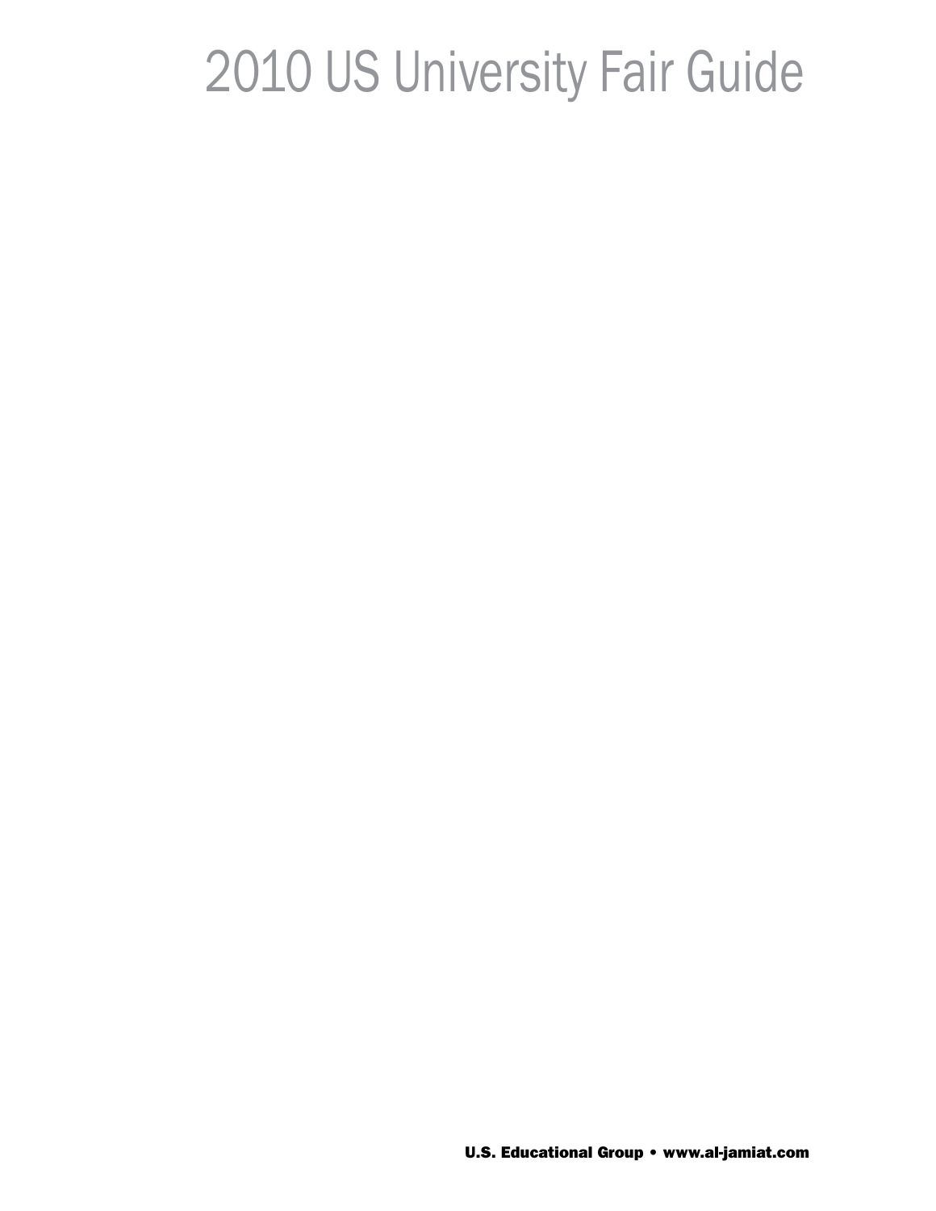# 2010 US University Fair Guide

**U.S. Educational Group • www.al-jamiat.com**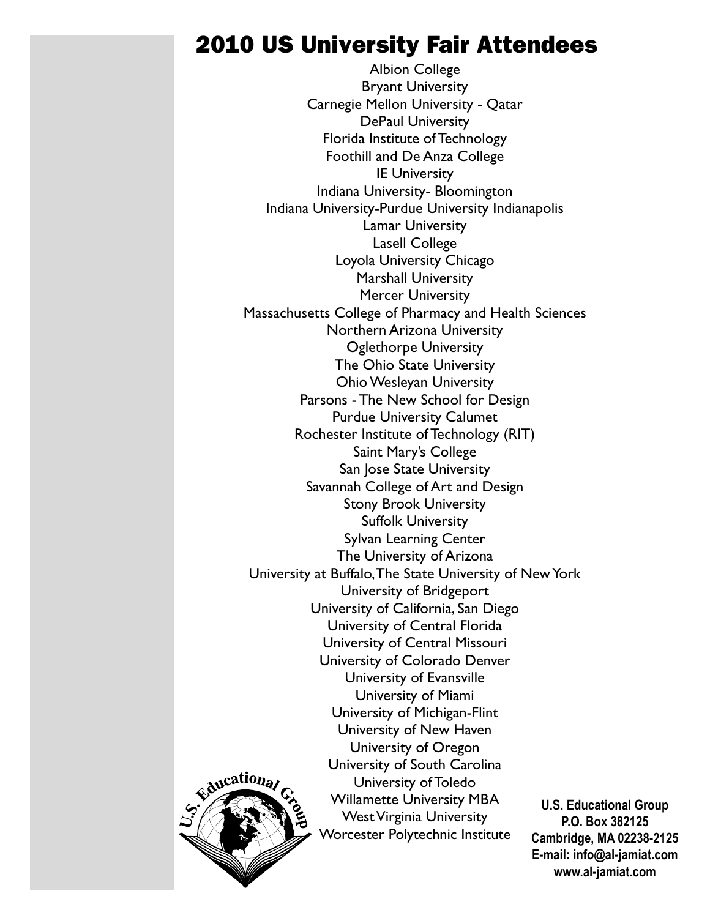# 2010 US University Fair Attendees

Albion College
Bryant University
Carnegie Mellon University - Qatar
DePaul University
Florida Institute of Technology
Foothill and De Anza College
IE University
Indiana University- Bloomington
Indiana University-Purdue University Indianapolis
Lamar University
Lasell College
Loyola University Chicago
Marshall University
Mercer University
Massachusetts College of Pharmacy and Health Sciences
Northern Arizona University
Oglethorpe University
The Ohio State University
Ohio Wesleyan University
Parsons - The New School for Design
Purdue University Calumet
Rochester Institute of Technology (RIT)
Saint Mary's College
San Jose State University
Savannah College of Art and Design
Stony Brook University
Suffolk University
Sylvan Learning Center
The University of Arizona
University at Buffalo, The State University of New York
University of Bridgeport
University of California, San Diego
University of Central Florida
University of Central Missouri
University of Colorado Denver
University of Evansville
University of Miami
University of Michigan-Flint
University of New Haven
University of Oregon
University of South Carolina
University of Toledo
Willamette University MBA
West Virginia University
Worcester Polytechnic Institute

U.S. Educational Group

**U.S. Educational Group**
**P.O. Box 382125**
**Cambridge, MA 02238-2125**
**E-mail: info@al-jamiat.com**
**www.al-jamiat.com**